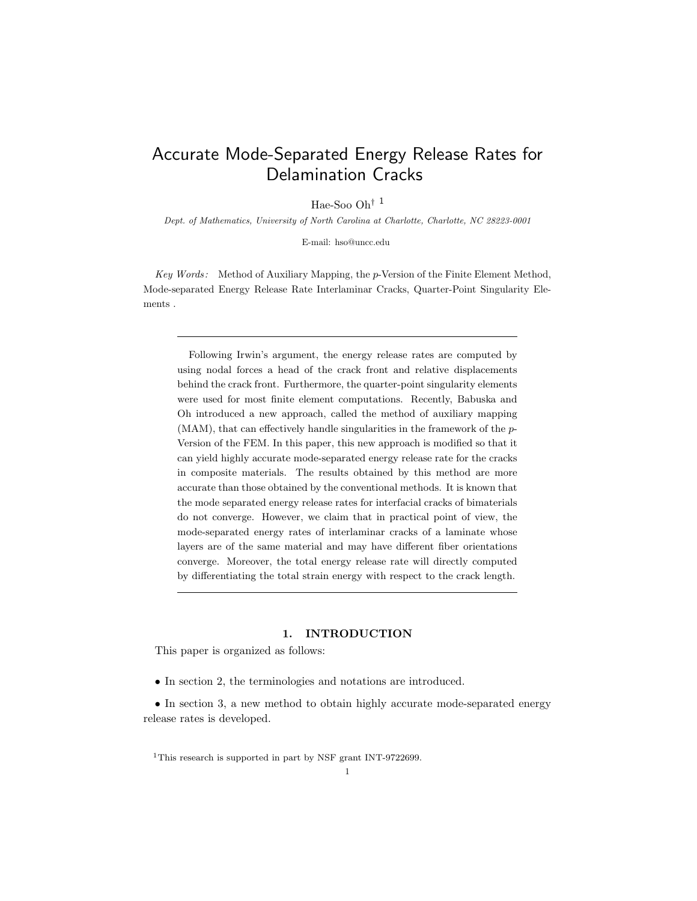# Accurate Mode-Separated Energy Release Rates for Delamination Cracks

Hae-Soo Oh[†] [1]

*Dept. of Mathematics, University of North Carolina at Charlotte, Charlotte, NC 28223-0001*

E-mail: hso@uncc.edu

*Key Words:* Method of Auxiliary Mapping, the *p*-Version of the Finite Element Method, Mode-separated Energy Release Rate Interlaminar Cracks, Quarter-Point Singularity Elements .

---

Following Irwin's argument, the energy release rates are computed by using nodal forces a head of the crack front and relative displacements behind the crack front. Furthermore, the quarter-point singularity elements were used for most finite element computations. Recently, Babuska and Oh introduced a new approach, called the method of auxiliary mapping (MAM), that can effectively handle singularities in the framework of the *p*-Version of the FEM. In this paper, this new approach is modified so that it can yield highly accurate mode-separated energy release rate for the cracks in composite materials. The results obtained by this method are more accurate than those obtained by the conventional methods. It is known that the mode separated energy release rates for interfacial cracks of bimaterials do not converge. However, we claim that in practical point of view, the mode-separated energy rates of interlaminar cracks of a laminate whose layers are of the same material and may have different fiber orientations converge. Moreover, the total energy release rate will directly computed by differentiating the total strain energy with respect to the crack length.

---

## 1. INTRODUCTION

This paper is organized as follows:

- In section 2, the terminologies and notations are introduced.

- In section 3, a new method to obtain highly accurate mode-separated energy release rates is developed.

[1] This research is supported in part by NSF grant INT-9722699.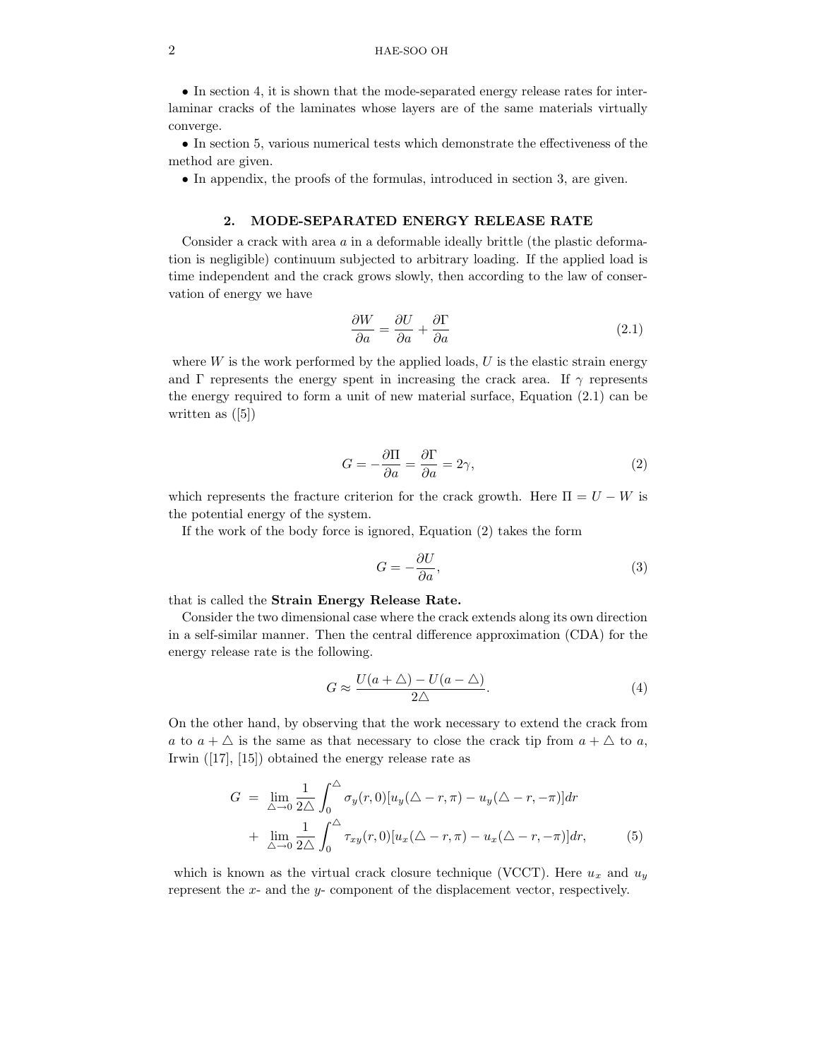• In section 4, it is shown that the mode-separated energy release rates for interlaminar cracks of the laminates whose layers are of the same materials virtually converge.

• In section 5, various numerical tests which demonstrate the effectiveness of the method are given.

• In appendix, the proofs of the formulas, introduced in section 3, are given.

## 2. MODE-SEPARATED ENERGY RELEASE RATE

Consider a crack with area $a$ in a deformable ideally brittle (the plastic deformation is negligible) continuum subjected to arbitrary loading. If the applied load is time independent and the crack grows slowly, then according to the law of conservation of energy we have

$$\frac{\partial W}{\partial a} = \frac{\partial U}{\partial a} + \frac{\partial \Gamma}{\partial a} \tag{2.1}$$

where $W$ is the work performed by the applied loads, $U$ is the elastic strain energy and $\Gamma$ represents the energy spent in increasing the crack area. If $\gamma$ represents the energy required to form a unit of new material surface, Equation (2.1) can be written as ([5])

$$G = -\frac{\partial \Pi}{\partial a} = \frac{\partial \Gamma}{\partial a} = 2\gamma, \tag{2}$$

which represents the fracture criterion for the crack growth. Here $\Pi = U - W$ is the potential energy of the system.

If the work of the body force is ignored, Equation (2) takes the form

$$G = -\frac{\partial U}{\partial a}, \tag{3}$$

that is called the **Strain Energy Release Rate.**

Consider the two dimensional case where the crack extends along its own direction in a self-similar manner. Then the central difference approximation (CDA) for the energy release rate is the following.

$$G \approx \frac{U(a+\triangle) - U(a-\triangle)}{2\triangle}. \tag{4}$$

On the other hand, by observing that the work necessary to extend the crack from $a$ to $a+\triangle$ is the same as that necessary to close the crack tip from $a+\triangle$ to $a$, Irwin ([17], [15]) obtained the energy release rate as

$$\begin{aligned} G &= \lim_{\triangle \to 0} \frac{1}{2\triangle} \int_0^{\triangle} \sigma_y(r,0)[u_y(\triangle - r, \pi) - u_y(\triangle - r, -\pi)]dr \\ &+ \lim_{\triangle \to 0} \frac{1}{2\triangle} \int_0^{\triangle} \tau_{xy}(r,0)[u_x(\triangle - r, \pi) - u_x(\triangle - r, -\pi)]dr, \end{aligned} \tag{5}$$

which is known as the virtual crack closure technique (VCCT). Here $u_x$ and $u_y$ represent the $x$- and the $y$- component of the displacement vector, respectively.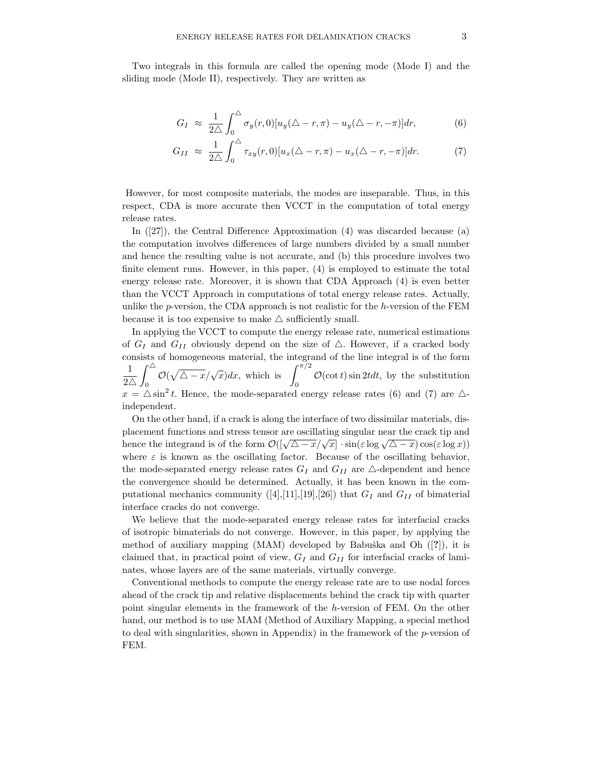Two integrals in this formula are called the opening mode (Mode I) and the sliding mode (Mode II), respectively. They are written as

$$G_I \approx \frac{1}{2\triangle}\int_0^{\triangle} \sigma_y(r,0)[u_y(\triangle - r,\pi) - u_y(\triangle - r,-\pi)]dr, \tag{6}$$

$$G_{II} \approx \frac{1}{2\triangle}\int_0^{\triangle} \tau_{xy}(r,0)[u_x(\triangle - r,\pi) - u_x(\triangle - r,-\pi)]dr. \tag{7}$$

However, for most composite materials, the modes are inseparable. Thus, in this respect, CDA is more accurate then VCCT in the computation of total energy release rates.

In ([27]), the Central Difference Approximation (4) was discarded because (a) the computation involves differences of large numbers divided by a small number and hence the resulting value is not accurate, and (b) this procedure involves two finite element runs. However, in this paper, (4) is employed to estimate the total energy release rate. Moreover, it is shown that CDA Approach (4) is even better than the VCCT Approach in computations of total energy release rates. Actually, unlike the $p$-version, the CDA approach is not realistic for the $h$-version of the FEM because it is too expensive to make $\triangle$ sufficiently small.

In applying the VCCT to compute the energy release rate, numerical estimations of $G_I$ and $G_{II}$ obviously depend on the size of $\triangle$. However, if a cracked body consists of homogeneous material, the integrand of the line integral is of the form $\frac{1}{2\triangle}\int_0^{\triangle} \mathcal{O}(\sqrt{\triangle - x}/\sqrt{x})dx$, which is $\int_0^{\pi/2} \mathcal{O}(\cot t)\sin 2t dt$, by the substitution $x = \triangle \sin^2 t$. Hence, the mode-separated energy release rates (6) and (7) are $\triangle$-independent.

On the other hand, if a crack is along the interface of two dissimilar materials, displacement functions and stress tensor are oscillating singular near the crack tip and hence the integrand is of the form $\mathcal{O}([\sqrt{\triangle - x}/\sqrt{x}] \cdot \sin(\varepsilon \log \sqrt{\triangle - x})\cos(\varepsilon \log x))$ where $\varepsilon$ is known as the oscillating factor. Because of the oscillating behavior, the mode-separated energy release rates $G_I$ and $G_{II}$ are $\triangle$-dependent and hence the convergence should be determined. Actually, it has been known in the computational mechanics community ([4],[11],[19],[26]) that $G_I$ and $G_{II}$ of bimaterial interface cracks do not converge.

We believe that the mode-separated energy release rates for interfacial cracks of isotropic bimaterials do not converge. However, in this paper, by applying the method of auxiliary mapping (MAM) developed by Babuška and Oh ([?]), it is claimed that, in practical point of view, $G_I$ and $G_{II}$ for interfacial cracks of laminates, whose layers are of the same materials, virtually converge.

Conventional methods to compute the energy release rate are to use nodal forces ahead of the crack tip and relative displacements behind the crack tip with quarter point singular elements in the framework of the $h$-version of FEM. On the other hand, our method is to use MAM (Method of Auxiliary Mapping, a special method to deal with singularities, shown in Appendix) in the framework of the $p$-version of FEM.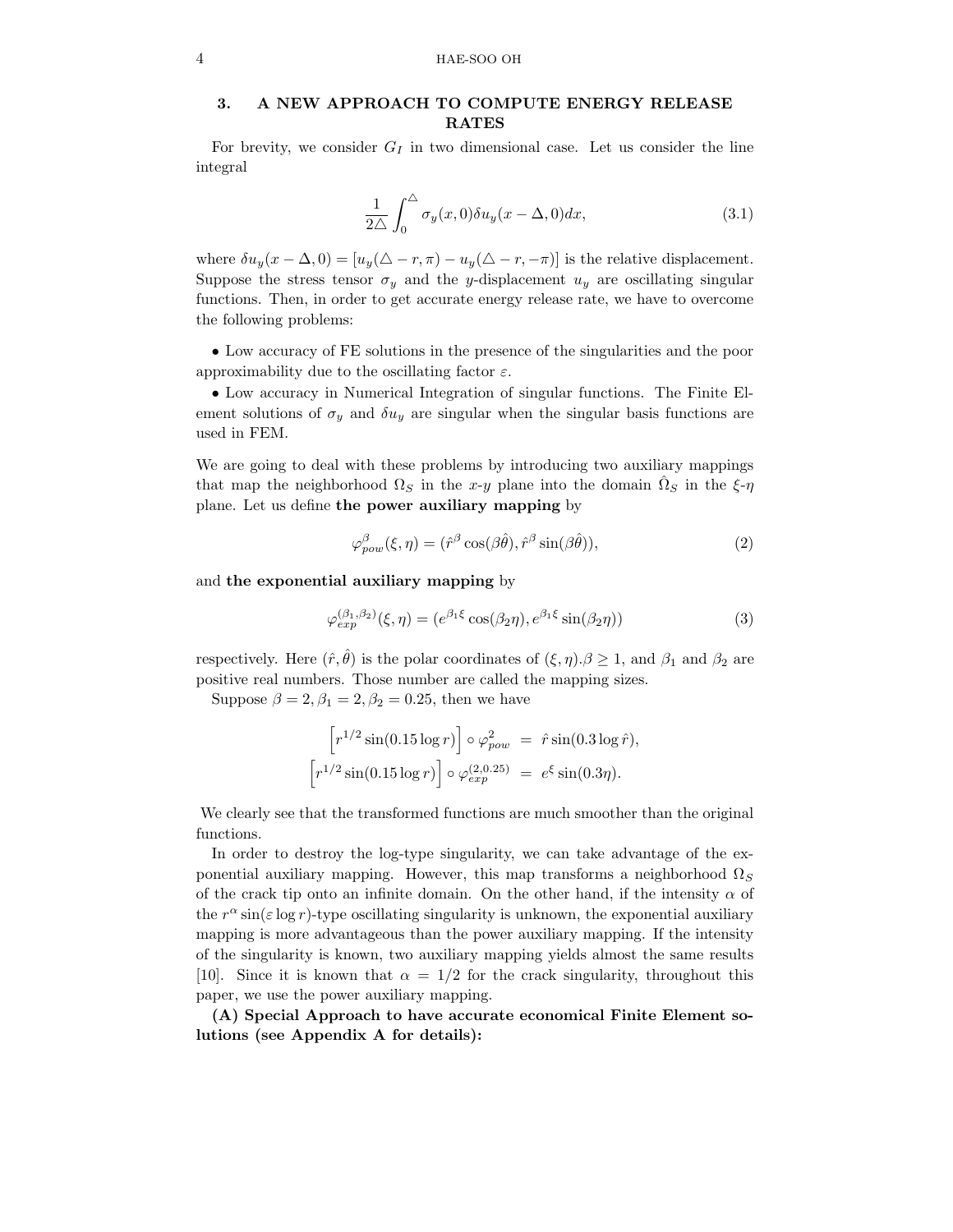## 3. A NEW APPROACH TO COMPUTE ENERGY RELEASE RATES

For brevity, we consider $G_I$ in two dimensional case. Let us consider the line integral

$$\frac{1}{2\triangle}\int_0^{\triangle} \sigma_y(x,0)\delta u_y(x-\Delta,0)dx, \tag{3.1}$$

where $\delta u_y(x-\Delta,0) = [u_y(\triangle - r,\pi) - u_y(\triangle - r,-\pi)]$ is the relative displacement. Suppose the stress tensor $\sigma_y$ and the $y$-displacement $u_y$ are oscillating singular functions. Then, in order to get accurate energy release rate, we have to overcome the following problems:

• Low accuracy of FE solutions in the presence of the singularities and the poor approximability due to the oscillating factor $\varepsilon$.

• Low accuracy in Numerical Integration of singular functions. The Finite Element solutions of $\sigma_y$ and $\delta u_y$ are singular when the singular basis functions are used in FEM.

We are going to deal with these problems by introducing two auxiliary mappings that map the neighborhood $\Omega_S$ in the $x$-$y$ plane into the domain $\hat{\Omega}_S$ in the $\xi$-$\eta$ plane. Let us define **the power auxiliary mapping** by

$$\varphi^{\beta}_{pow}(\xi,\eta) = (\hat{r}^{\beta}\cos(\beta\hat{\theta}), \hat{r}^{\beta}\sin(\beta\hat{\theta})), \tag{2}$$

and **the exponential auxiliary mapping** by

$$\varphi^{(\beta_1,\beta_2)}_{exp}(\xi,\eta) = (e^{\beta_1\xi}\cos(\beta_2\eta), e^{\beta_1\xi}\sin(\beta_2\eta)) \tag{3}$$

respectively. Here $(\hat{r},\hat{\theta})$ is the polar coordinates of $(\xi,\eta)$.$\beta \geq 1$, and $\beta_1$ and $\beta_2$ are positive real numbers. Those number are called the mapping sizes.

Suppose $\beta = 2, \beta_1 = 2, \beta_2 = 0.25$, then we have

$$\begin{aligned}
\left[r^{1/2}\sin(0.15\log r)\right] \circ \varphi^2_{pow} &= \hat{r}\sin(0.3\log\hat{r}),\\
\left[r^{1/2}\sin(0.15\log r)\right] \circ \varphi^{(2,0.25)}_{exp} &= e^{\xi}\sin(0.3\eta).
\end{aligned}$$

We clearly see that the transformed functions are much smoother than the original functions.

In order to destroy the log-type singularity, we can take advantage of the exponential auxiliary mapping. However, this map transforms a neighborhood $\Omega_S$ of the crack tip onto an infinite domain. On the other hand, if the intensity $\alpha$ of the $r^{\alpha}\sin(\varepsilon\log r)$-type oscillating singularity is unknown, the exponential auxiliary mapping is more advantageous than the power auxiliary mapping. If the intensity of the singularity is known, two auxiliary mapping yields almost the same results [10]. Since it is known that $\alpha = 1/2$ for the crack singularity, throughout this paper, we use the power auxiliary mapping.

**(A) Special Approach to have accurate economical Finite Element solutions (see Appendix A for details):**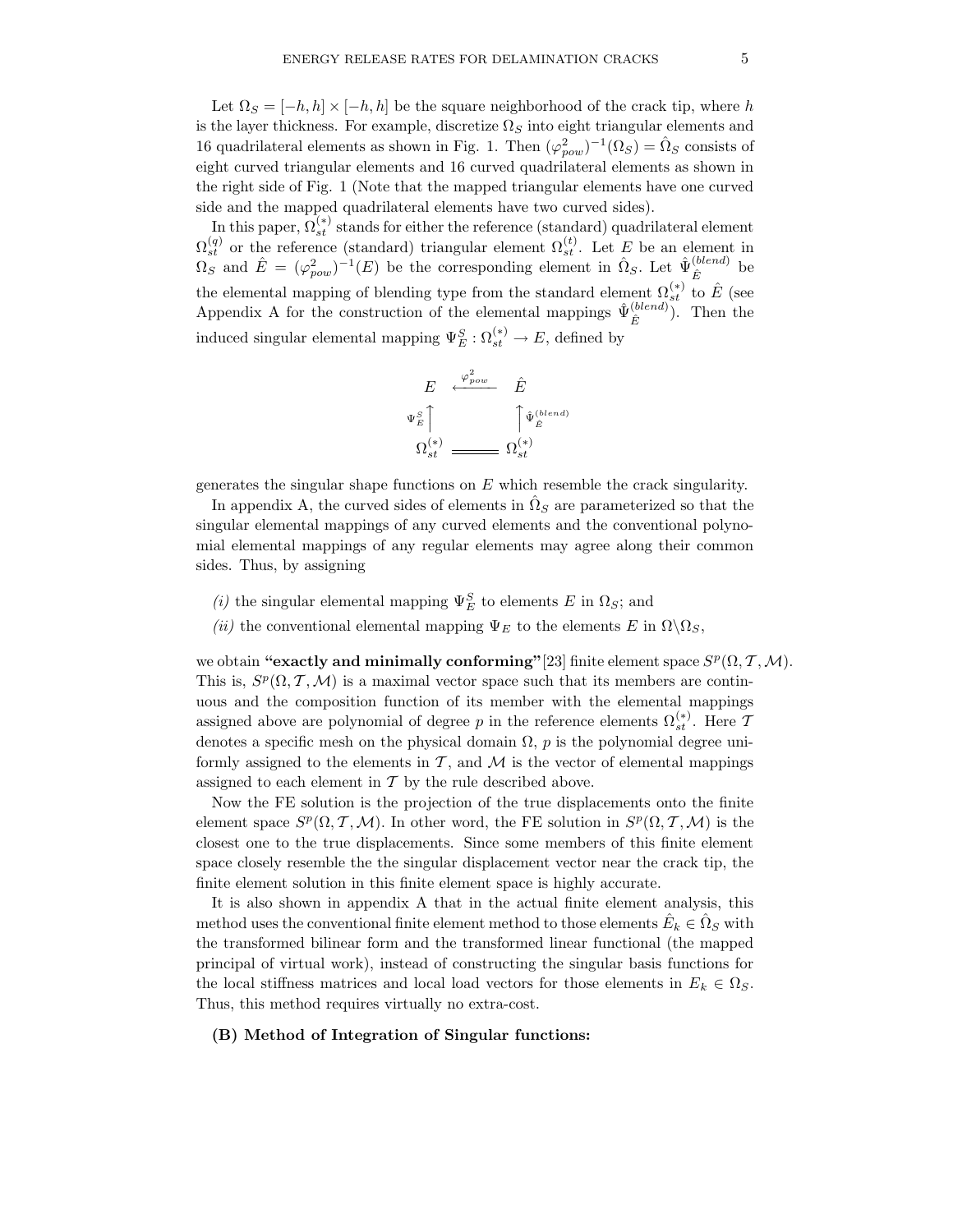Let $\Omega_S = [-h, h] \times [-h, h]$ be the square neighborhood of the crack tip, where $h$ is the layer thickness. For example, discretize $\Omega_S$ into eight triangular elements and 16 quadrilateral elements as shown in Fig. 1. Then $(\varphi^2_{pow})^{-1}(\Omega_S) = \hat{\Omega}_S$ consists of eight curved triangular elements and 16 curved quadrilateral elements as shown in the right side of Fig. 1 (Note that the mapped triangular elements have one curved side and the mapped quadrilateral elements have two curved sides).

In this paper, $\Omega^{(*)}_{st}$ stands for either the reference (standard) quadrilateral element $\Omega^{(q)}_{st}$ or the reference (standard) triangular element $\Omega^{(t)}_{st}$. Let $E$ be an element in $\Omega_S$ and $\hat{E} = (\varphi^2_{pow})^{-1}(E)$ be the corresponding element in $\hat{\Omega}_S$. Let $\hat{\Psi}^{(blend)}_{\hat{E}}$ be the elemental mapping of blending type from the standard element $\Omega^{(*)}_{st}$ to $\hat{E}$ (see Appendix A for the construction of the elemental mappings $\hat{\Psi}^{(blend)}_{\hat{E}}$). Then the induced singular elemental mapping $\Psi^S_E : \Omega^{(*)}_{st} \to E$, defined by

$$
\begin{array}{ccc}
E & \xleftarrow{\varphi^2_{pow}} & \hat{E} \\
\Psi^S_E \uparrow & & \uparrow \hat{\Psi}^{(blend)}_{\hat{E}} \\
\Omega^{(*)}_{st} & = & \Omega^{(*)}_{st}
\end{array}
$$

generates the singular shape functions on $E$ which resemble the crack singularity.

In appendix A, the curved sides of elements in $\hat{\Omega}_S$ are parameterized so that the singular elemental mappings of any curved elements and the conventional polynomial elemental mappings of any regular elements may agree along their common sides. Thus, by assigning

- *(i)* the singular elemental mapping $\Psi^S_E$ to elements $E$ in $\Omega_S$; and
- *(ii)* the conventional elemental mapping $\Psi_E$ to the elements $E$ in $\Omega \backslash \Omega_S$,

we obtain **"exactly and minimally conforming"**[23] finite element space $S^p(\Omega, \mathcal{T}, \mathcal{M})$. This is, $S^p(\Omega, \mathcal{T}, \mathcal{M})$ is a maximal vector space such that its members are continuous and the composition function of its member with the elemental mappings assigned above are polynomial of degree $p$ in the reference elements $\Omega^{(*)}_{st}$. Here $\mathcal{T}$ denotes a specific mesh on the physical domain $\Omega$, $p$ is the polynomial degree uniformly assigned to the elements in $\mathcal{T}$, and $\mathcal{M}$ is the vector of elemental mappings assigned to each element in $\mathcal{T}$ by the rule described above.

Now the FE solution is the projection of the true displacements onto the finite element space $S^p(\Omega, \mathcal{T}, \mathcal{M})$. In other word, the FE solution in $S^p(\Omega, \mathcal{T}, \mathcal{M})$ is the closest one to the true displacements. Since some members of this finite element space closely resemble the the singular displacement vector near the crack tip, the finite element solution in this finite element space is highly accurate.

It is also shown in appendix A that in the actual finite element analysis, this method uses the conventional finite element method to those elements $\hat{E}_k \in \hat{\Omega}_S$ with the transformed bilinear form and the transformed linear functional (the mapped principal of virtual work), instead of constructing the singular basis functions for the local stiffness matrices and local load vectors for those elements in $E_k \in \Omega_S$. Thus, this method requires virtually no extra-cost.

**(B) Method of Integration of Singular functions:**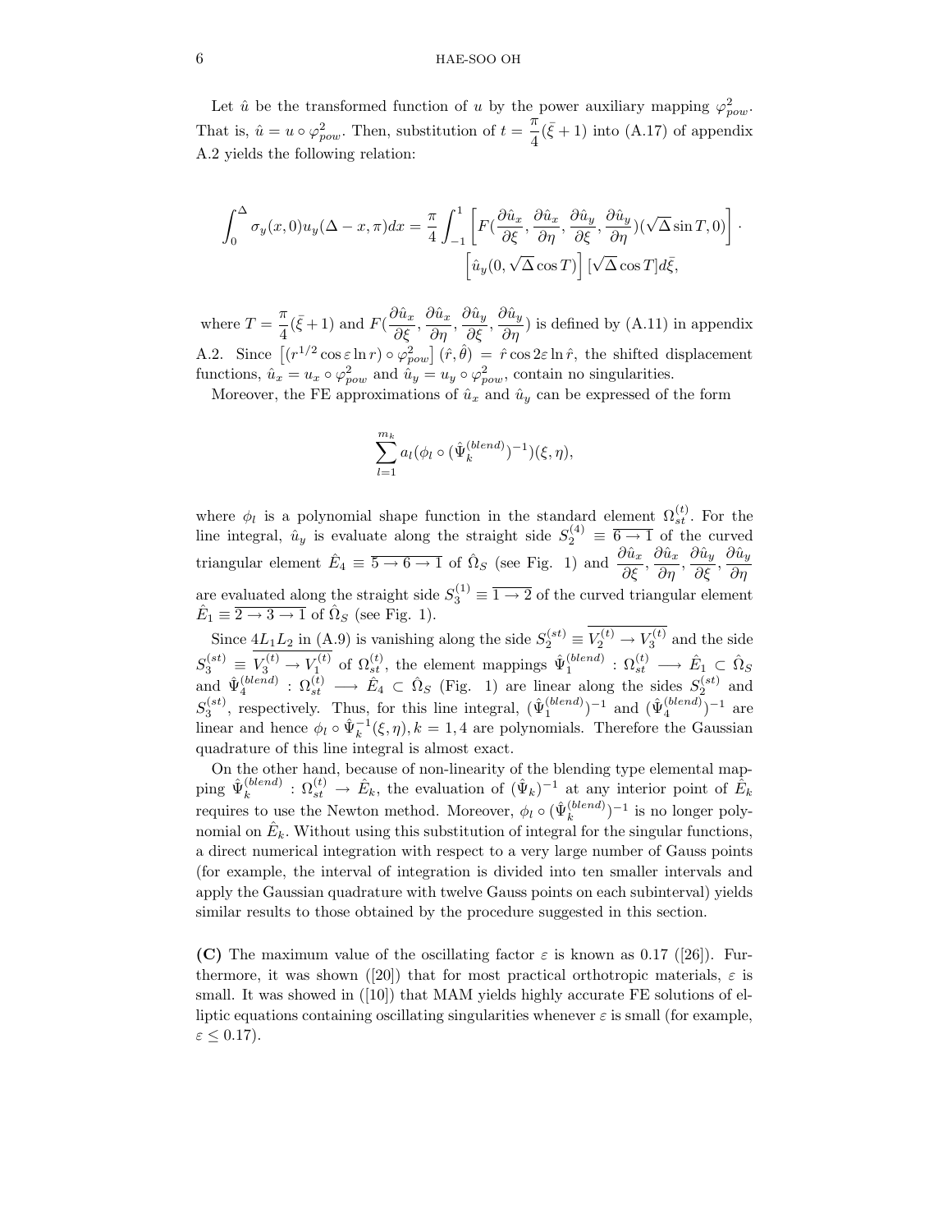Let $\hat{u}$ be the transformed function of $u$ by the power auxiliary mapping $\varphi^2_{pow}$. That is, $\hat{u} = u \circ \varphi^2_{pow}$. Then, substitution of $t = \dfrac{\pi}{4}(\bar{\xi}+1)$ into (A.17) of appendix A.2 yields the following relation:

$$\int_0^\Delta \sigma_y(x,0)u_y(\Delta - x, \pi)dx = \frac{\pi}{4}\int_{-1}^{1}\left[F(\frac{\partial \hat{u}_x}{\partial \xi}, \frac{\partial \hat{u}_x}{\partial \eta}, \frac{\partial \hat{u}_y}{\partial \xi}, \frac{\partial \hat{u}_y}{\partial \eta})(\sqrt{\Delta}\sin T, 0)\right]\cdot \left[\hat{u}_y(0, \sqrt{\Delta}\cos T)\right][\sqrt{\Delta}\cos T]d\bar{\xi},$$

where $T = \dfrac{\pi}{4}(\bar{\xi}+1)$ and $F(\dfrac{\partial \hat{u}_x}{\partial \xi}, \dfrac{\partial \hat{u}_x}{\partial \eta}, \dfrac{\partial \hat{u}_y}{\partial \xi}, \dfrac{\partial \hat{u}_y}{\partial \eta})$ is defined by (A.11) in appendix A.2. Since $\left[(r^{1/2}\cos\varepsilon \ln r)\circ \varphi^2_{pow}\right](\hat{r},\hat{\theta}) = \hat{r}\cos 2\varepsilon \ln \hat{r}$, the shifted displacement functions, $\hat{u}_x = u_x \circ \varphi^2_{pow}$ and $\hat{u}_y = u_y \circ \varphi^2_{pow}$, contain no singularities.

Moreover, the FE approximations of $\hat{u}_x$ and $\hat{u}_y$ can be expressed of the form

$$\sum_{l=1}^{m_k} a_l(\phi_l \circ (\hat{\Psi}_k^{(blend)})^{-1})(\xi,\eta),$$

where $\phi_l$ is a polynomial shape function in the standard element $\Omega^{(t)}_{st}$. For the line integral, $\hat{u}_y$ is evaluate along the straight side $S_2^{(4)} \equiv \overline{6 \to 1}$ of the curved triangular element $\hat{E}_4 \equiv \overline{5 \to 6 \to 1}$ of $\hat{\Omega}_S$ (see Fig. 1) and $\dfrac{\partial \hat{u}_x}{\partial \xi}, \dfrac{\partial \hat{u}_x}{\partial \eta}, \dfrac{\partial \hat{u}_y}{\partial \xi}, \dfrac{\partial \hat{u}_y}{\partial \eta}$ are evaluated along the straight side $S_3^{(1)} \equiv \overline{1 \to 2}$ of the curved triangular element $\hat{E}_1 \equiv \overline{2 \to 3 \to 1}$ of $\hat{\Omega}_S$ (see Fig. 1).

Since $4L_1L_2$ in (A.9) is vanishing along the side $S_2^{(st)} \equiv \overline{V_2^{(t)} \to V_3^{(t)}}$ and the side $S_3^{(st)} \equiv \overline{V_3^{(t)} \to V_1^{(t)}}$ of $\Omega^{(t)}_{st}$, the element mappings $\hat{\Psi}_1^{(blend)} : \Omega^{(t)}_{st} \longrightarrow \hat{E}_1 \subset \hat{\Omega}_S$ and $\hat{\Psi}_4^{(blend)} : \Omega^{(t)}_{st} \longrightarrow \hat{E}_4 \subset \hat{\Omega}_S$ (Fig. 1) are linear along the sides $S_2^{(st)}$ and $S_3^{(st)}$, respectively. Thus, for this line integral, $(\hat{\Psi}_1^{(blend)})^{-1}$ and $(\hat{\Psi}_4^{(blend)})^{-1}$ are linear and hence $\phi_l \circ \hat{\Psi}_k^{-1}(\xi,\eta), k = 1,4$ are polynomials. Therefore the Gaussian quadrature of this line integral is almost exact.

On the other hand, because of non-linearity of the blending type elemental mapping $\hat{\Psi}_k^{(blend)} : \Omega^{(t)}_{st} \to \hat{E}_k$, the evaluation of $(\hat{\Psi}_k)^{-1}$ at any interior point of $\hat{E}_k$ requires to use the Newton method. Moreover, $\phi_l \circ (\hat{\Psi}_k^{(blend)})^{-1}$ is no longer polynomial on $\hat{E}_k$. Without using this substitution of integral for the singular functions, a direct numerical integration with respect to a very large number of Gauss points (for example, the interval of integration is divided into ten smaller intervals and apply the Gaussian quadrature with twelve Gauss points on each subinterval) yields similar results to those obtained by the procedure suggested in this section.

**(C)** The maximum value of the oscillating factor $\varepsilon$ is known as 0.17 ([26]). Furthermore, it was shown ([20]) that for most practical orthotropic materials, $\varepsilon$ is small. It was showed in ([10]) that MAM yields highly accurate FE solutions of elliptic equations containing oscillating singularities whenever $\varepsilon$ is small (for example, $\varepsilon \leq 0.17$).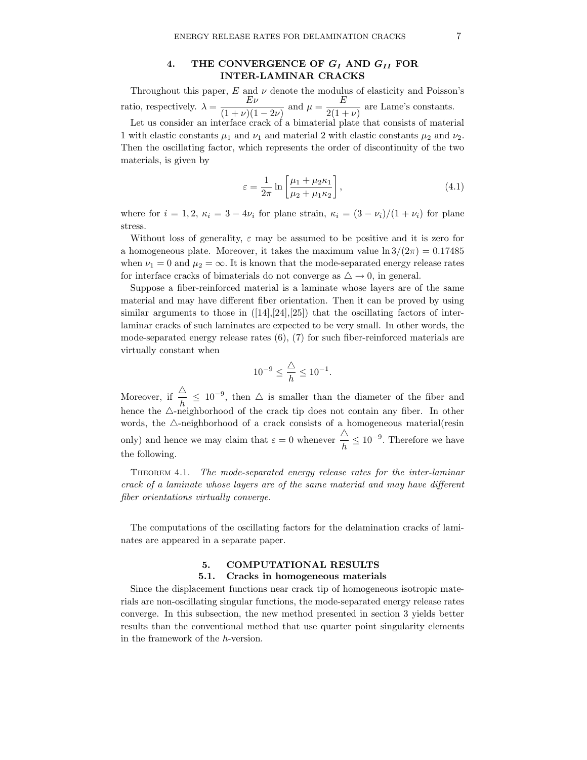## 4. THE CONVERGENCE OF $G_I$ AND $G_{II}$ FOR INTER-LAMINAR CRACKS

Throughout this paper, $E$ and $\nu$ denote the modulus of elasticity and Poisson's ratio, respectively. $\lambda = \dfrac{E\nu}{(1+\nu)(1-2\nu)}$ and $\mu = \dfrac{E}{2(1+\nu)}$ are Lame's constants.

Let us consider an interface crack of a bimaterial plate that consists of material 1 with elastic constants $\mu_1$ and $\nu_1$ and material 2 with elastic constants $\mu_2$ and $\nu_2$. Then the oscillating factor, which represents the order of discontinuity of the two materials, is given by

$$\varepsilon = \frac{1}{2\pi} \ln \left[ \frac{\mu_1 + \mu_2 \kappa_1}{\mu_2 + \mu_1 \kappa_2} \right], \tag{4.1}$$

where for $i = 1, 2$, $\kappa_i = 3 - 4\nu_i$ for plane strain, $\kappa_i = (3 - \nu_i)/(1 + \nu_i)$ for plane stress.

Without loss of generality, $\varepsilon$ may be assumed to be positive and it is zero for a homogeneous plate. Moreover, it takes the maximum value $\ln 3/(2\pi) = 0.17485$ when $\nu_1 = 0$ and $\mu_2 = \infty$. It is known that the mode-separated energy release rates for interface cracks of bimaterials do not converge as $\triangle \to 0$, in general.

Suppose a fiber-reinforced material is a laminate whose layers are of the same material and may have different fiber orientation. Then it can be proved by using similar arguments to those in ([14],[24],[25]) that the oscillating factors of inter-laminar cracks of such laminates are expected to be very small. In other words, the mode-separated energy release rates (6), (7) for such fiber-reinforced materials are virtually constant when

$$10^{-9} \leq \frac{\triangle}{h} \leq 10^{-1}.$$

Moreover, if $\dfrac{\triangle}{h} \leq 10^{-9}$, then $\triangle$ is smaller than the diameter of the fiber and hence the $\triangle$-neighborhood of the crack tip does not contain any fiber. In other words, the $\triangle$-neighborhood of a crack consists of a homogeneous material(resin only) and hence we may claim that $\varepsilon = 0$ whenever $\dfrac{\triangle}{h} \leq 10^{-9}$. Therefore we have the following.

THEOREM 4.1. *The mode-separated energy release rates for the inter-laminar crack of a laminate whose layers are of the same material and may have different fiber orientations virtually converge.*

The computations of the oscillating factors for the delamination cracks of laminates are appeared in a separate paper.

## 5. COMPUTATIONAL RESULTS

### 5.1. Cracks in homogeneous materials

Since the displacement functions near crack tip of homogeneous isotropic materials are non-oscillating singular functions, the mode-separated energy release rates converge. In this subsection, the new method presented in section 3 yields better results than the conventional method that use quarter point singularity elements in the framework of the $h$-version.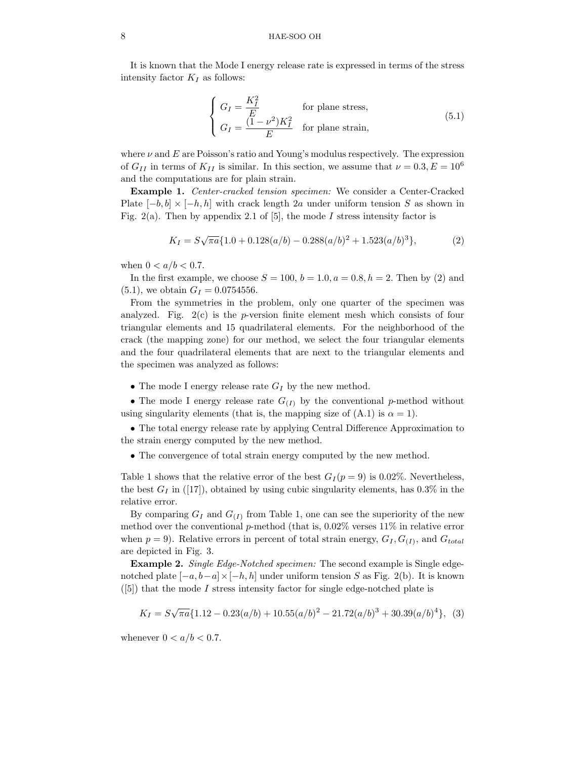It is known that the Mode I energy release rate is expressed in terms of the stress intensity factor $K_I$ as follows:

$$\begin{cases} G_I = \dfrac{K_I^2}{E} & \text{for plane stress,} \\ G_I = \dfrac{(1-\nu^2)K_I^2}{E} & \text{for plane strain,} \end{cases} \tag{5.1}$$

where $\nu$ and $E$ are Poisson's ratio and Young's modulus respectively. The expression of $G_{II}$ in terms of $K_{II}$ is similar. In this section, we assume that $\nu = 0.3, E = 10^6$ and the computations are for plain strain.

**Example 1.** *Center-cracked tension specimen:* We consider a Center-Cracked Plate $[-b, b] \times [-h, h]$ with crack length $2a$ under uniform tension $S$ as shown in Fig. 2(a). Then by appendix 2.1 of [5], the mode $I$ stress intensity factor is

$$K_I = S\sqrt{\pi a}\{1.0 + 0.128(a/b) - 0.288(a/b)^2 + 1.523(a/b)^3\}, \tag{2}$$

when $0 < a/b < 0.7$.

In the first example, we choose $S = 100, b = 1.0, a = 0.8, h = 2$. Then by (2) and (5.1), we obtain $G_I = 0.0754556$.

From the symmetries in the problem, only one quarter of the specimen was analyzed. Fig. 2(c) is the $p$-version finite element mesh which consists of four triangular elements and 15 quadrilateral elements. For the neighborhood of the crack (the mapping zone) for our method, we select the four triangular elements and the four quadrilateral elements that are next to the triangular elements and the specimen was analyzed as follows:

- The mode I energy release rate $G_I$ by the new method.
- The mode I energy release rate $G_{(I)}$ by the conventional $p$-method without using singularity elements (that is, the mapping size of (A.1) is $\alpha = 1$).
- The total energy release rate by applying Central Difference Approximation to the strain energy computed by the new method.
- The convergence of total strain energy computed by the new method.

Table 1 shows that the relative error of the best $G_I(p = 9)$ is 0.02%. Nevertheless, the best $G_I$ in ([17]), obtained by using cubic singularity elements, has 0.3% in the relative error.

By comparing $G_I$ and $G_{(I)}$ from Table 1, one can see the superiority of the new method over the conventional $p$-method (that is, 0.02% verses 11% in relative error when $p = 9$). Relative errors in percent of total strain energy, $G_I, G_{(I)}$, and $G_{total}$ are depicted in Fig. 3.

**Example 2.** *Single Edge-Notched specimen:* The second example is Single edge-notched plate $[-a, b-a] \times [-h, h]$ under uniform tension $S$ as Fig. 2(b). It is known ([5]) that the mode $I$ stress intensity factor for single edge-notched plate is

$$K_I = S\sqrt{\pi a}\{1.12 - 0.23(a/b) + 10.55(a/b)^2 - 21.72(a/b)^3 + 30.39(a/b)^4\}, \tag{3}$$

whenever $0 < a/b < 0.7$.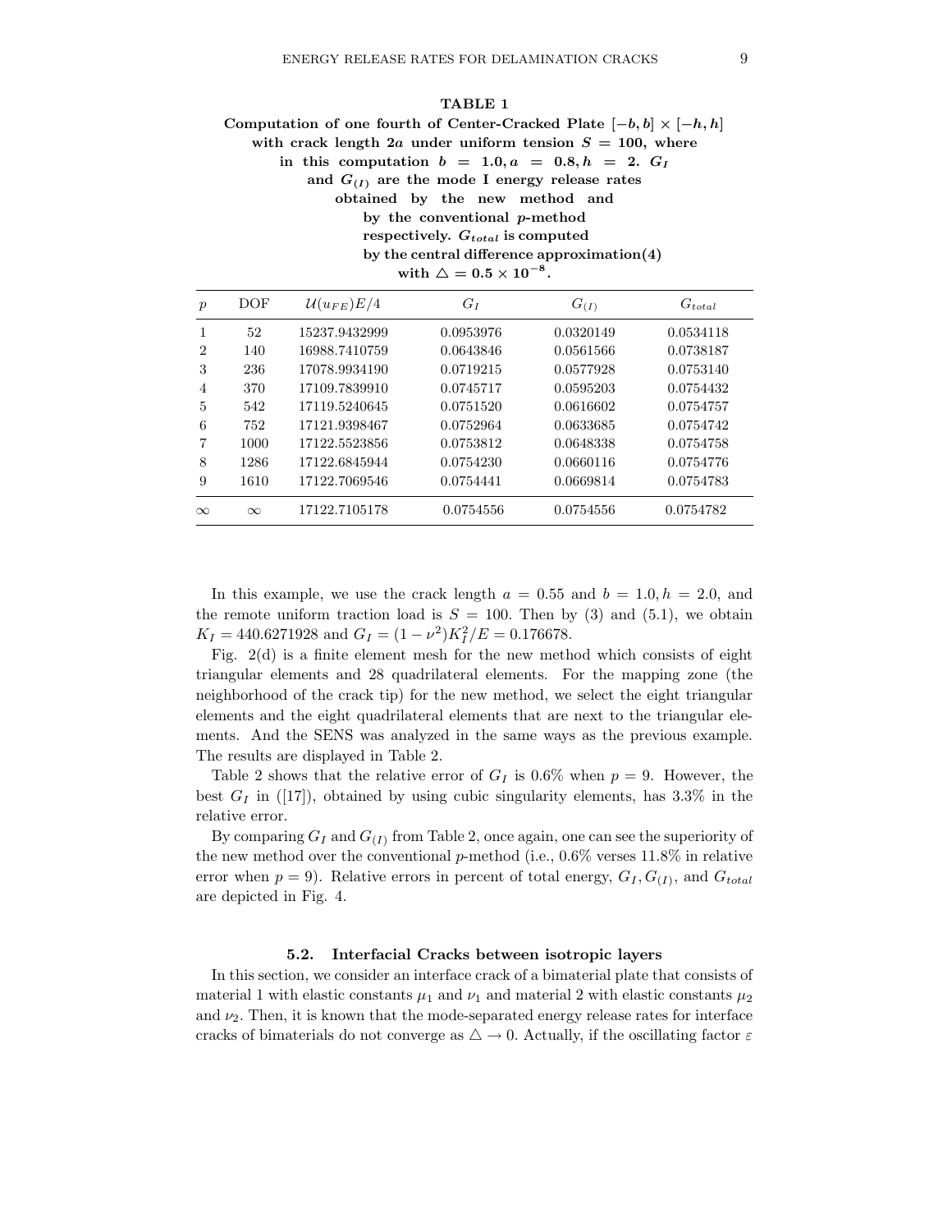**TABLE 1**

**Computation of one fourth of Center-Cracked Plate $[-b, b] \times [-h, h]$ with crack length $2a$ under uniform tension $S = 100$, where in this computation $b = 1.0, a = 0.8, h = 2$. $G_I$ and $G_{(I)}$ are the mode I energy release rates obtained by the new method and by the conventional $p$-method respectively. $G_{total}$ is computed by the central difference approximation(4) with $\triangle = 0.5 \times 10^{-8}$.**

| $p$ | DOF | $\mathcal{U}(u_{FE})E/4$ | $G_I$ | $G_{(I)}$ | $G_{total}$ |
|---|---|---|---|---|---|
| 1 | 52 | 15237.9432999 | 0.0953976 | 0.0320149 | 0.0534118 |
| 2 | 140 | 16988.7410759 | 0.0643846 | 0.0561566 | 0.0738187 |
| 3 | 236 | 17078.9934190 | 0.0719215 | 0.0577928 | 0.0753140 |
| 4 | 370 | 17109.7839910 | 0.0745717 | 0.0595203 | 0.0754432 |
| 5 | 542 | 17119.5240645 | 0.0751520 | 0.0616602 | 0.0754757 |
| 6 | 752 | 17121.9398467 | 0.0752964 | 0.0633685 | 0.0754742 |
| 7 | 1000 | 17122.5523856 | 0.0753812 | 0.0648338 | 0.0754758 |
| 8 | 1286 | 17122.6845944 | 0.0754230 | 0.0660116 | 0.0754776 |
| 9 | 1610 | 17122.7069546 | 0.0754441 | 0.0669814 | 0.0754783 |
| $\infty$ | $\infty$ | 17122.7105178 | 0.0754556 | 0.0754556 | 0.0754782 |

In this example, we use the crack length $a = 0.55$ and $b = 1.0, h = 2.0$, and the remote uniform traction load is $S = 100$. Then by (3) and (5.1), we obtain $K_I = 440.6271928$ and $G_I = (1-\nu^2)K_I^2/E = 0.176678$.

Fig. 2(d) is a finite element mesh for the new method which consists of eight triangular elements and 28 quadrilateral elements. For the mapping zone (the neighborhood of the crack tip) for the new method, we select the eight triangular elements and the eight quadrilateral elements that are next to the triangular elements. And the SENS was analyzed in the same ways as the previous example. The results are displayed in Table 2.

Table 2 shows that the relative error of $G_I$ is 0.6% when $p = 9$. However, the best $G_I$ in ([17]), obtained by using cubic singularity elements, has 3.3% in the relative error.

By comparing $G_I$ and $G_{(I)}$ from Table 2, once again, one can see the superiority of the new method over the conventional $p$-method (i.e., 0.6% verses 11.8% in relative error when $p = 9$). Relative errors in percent of total energy, $G_I, G_{(I)}$, and $G_{total}$ are depicted in Fig. 4.

### 5.2. Interfacial Cracks between isotropic layers

In this section, we consider an interface crack of a bimaterial plate that consists of material 1 with elastic constants $\mu_1$ and $\nu_1$ and material 2 with elastic constants $\mu_2$ and $\nu_2$. Then, it is known that the mode-separated energy release rates for interface cracks of bimaterials do not converge as $\triangle \to 0$. Actually, if the oscillating factor $\varepsilon$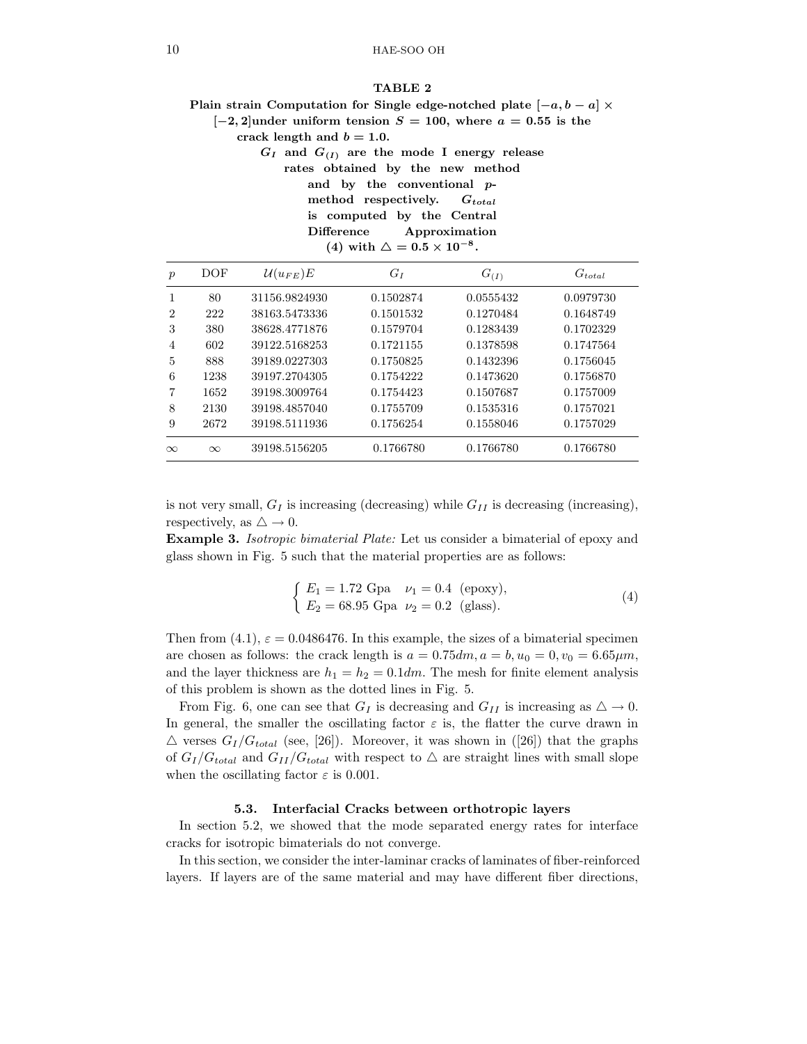**TABLE 2**

**Plain strain Computation for Single edge-notched plate $[-a, b-a] \times [-2, 2]$under uniform tension $S = 100$, where $a = 0.55$ is the crack length and $b = 1.0$. $G_I$ and $G_{(I)}$ are the mode I energy release rates obtained by the new method and by the conventional $p$-method respectively. $G_{total}$ is computed by the Central Difference Approximation (4) with $\triangle = 0.5 \times 10^{-8}$.**

| $p$ | DOF | $\mathcal{U}(u_{FE})E$ | $G_I$ | $G_{(I)}$ | $G_{total}$ |
|---|---|---|---|---|---|
| 1 | 80 | 31156.9824930 | 0.1502874 | 0.0555432 | 0.0979730 |
| 2 | 222 | 38163.5473336 | 0.1501532 | 0.1270484 | 0.1648749 |
| 3 | 380 | 38628.4771876 | 0.1579704 | 0.1283439 | 0.1702329 |
| 4 | 602 | 39122.5168253 | 0.1721155 | 0.1378598 | 0.1747564 |
| 5 | 888 | 39189.0227303 | 0.1750825 | 0.1432396 | 0.1756045 |
| 6 | 1238 | 39197.2704305 | 0.1754222 | 0.1473620 | 0.1756870 |
| 7 | 1652 | 39198.3009764 | 0.1754423 | 0.1507687 | 0.1757009 |
| 8 | 2130 | 39198.4857040 | 0.1755709 | 0.1535316 | 0.1757021 |
| 9 | 2672 | 39198.5111936 | 0.1756254 | 0.1558046 | 0.1757029 |
| $\infty$ | $\infty$ | 39198.5156205 | 0.1766780 | 0.1766780 | 0.1766780 |

is not very small, $G_I$ is increasing (decreasing) while $G_{II}$ is decreasing (increasing), respectively, as $\triangle \to 0$.

**Example 3.** *Isotropic bimaterial Plate:* Let us consider a bimaterial of epoxy and glass shown in Fig. 5 such that the material properties are as follows:

$$\begin{cases} E_1 = 1.72 \text{ Gpa} \quad \nu_1 = 0.4 \ \text{(epoxy)}, \\ E_2 = 68.95 \text{ Gpa} \ \ \nu_2 = 0.2 \ \text{(glass)}. \end{cases} \tag{4}$$

Then from (4.1), $\varepsilon = 0.0486476$. In this example, the sizes of a bimaterial specimen are chosen as follows: the crack length is $a = 0.75dm, a = b, u_0 = 0, v_0 = 6.65\mu m$, and the layer thickness are $h_1 = h_2 = 0.1dm$. The mesh for finite element analysis of this problem is shown as the dotted lines in Fig. 5.

From Fig. 6, one can see that $G_I$ is decreasing and $G_{II}$ is increasing as $\triangle \to 0$. In general, the smaller the oscillating factor $\varepsilon$ is, the flatter the curve drawn in $\triangle$ verses $G_I/G_{total}$ (see, [26]). Moreover, it was shown in ([26]) that the graphs of $G_I/G_{total}$ and $G_{II}/G_{total}$ with respect to $\triangle$ are straight lines with small slope when the oscillating factor $\varepsilon$ is 0.001.

### 5.3. Interfacial Cracks between orthotropic layers

In section 5.2, we showed that the mode separated energy rates for interface cracks for isotropic bimaterials do not converge.

In this section, we consider the inter-laminar cracks of laminates of fiber-reinforced layers. If layers are of the same material and may have different fiber directions,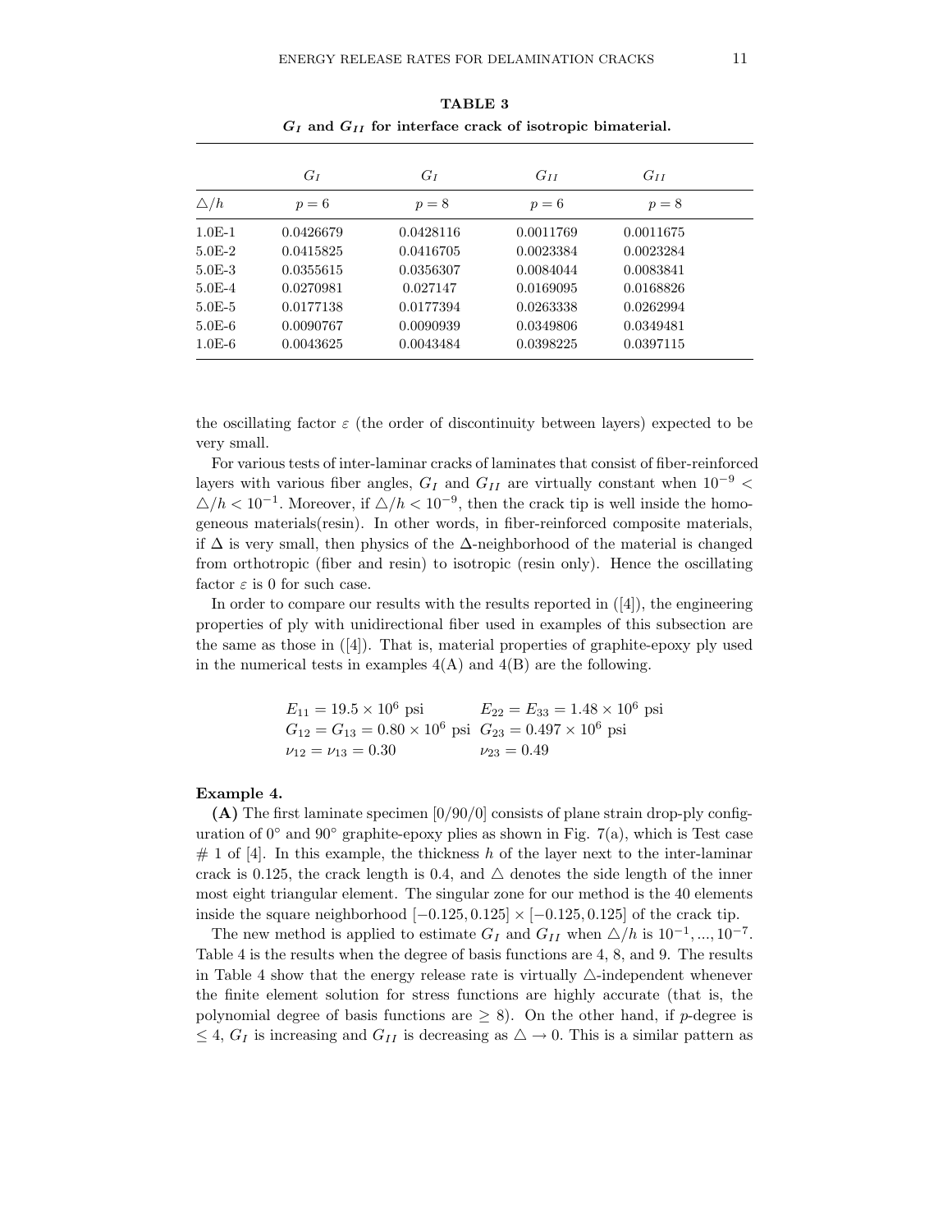**TABLE 3**

**$G_I$ and $G_{II}$ for interface crack of isotropic bimaterial.**

| | $G_I$ | $G_I$ | $G_{II}$ | $G_{II}$ |
|---|---|---|---|---|
| $\triangle/h$ | $p=6$ | $p=8$ | $p=6$ | $p=8$ |
| 1.0E-1 | 0.0426679 | 0.0428116 | 0.0011769 | 0.0011675 |
| 5.0E-2 | 0.0415825 | 0.0416705 | 0.0023384 | 0.0023284 |
| 5.0E-3 | 0.0355615 | 0.0356307 | 0.0084044 | 0.0083841 |
| 5.0E-4 | 0.0270981 | 0.027147 | 0.0169095 | 0.0168826 |
| 5.0E-5 | 0.0177138 | 0.0177394 | 0.0263338 | 0.0262994 |
| 5.0E-6 | 0.0090767 | 0.0090939 | 0.0349806 | 0.0349481 |
| 1.0E-6 | 0.0043625 | 0.0043484 | 0.0398225 | 0.0397115 |

the oscillating factor $\varepsilon$ (the order of discontinuity between layers) expected to be very small.

For various tests of inter-laminar cracks of laminates that consist of fiber-reinforced layers with various fiber angles, $G_I$ and $G_{II}$ are virtually constant when $10^{-9} < \triangle/h < 10^{-1}$. Moreover, if $\triangle/h < 10^{-9}$, then the crack tip is well inside the homogeneous materials(resin). In other words, in fiber-reinforced composite materials, if $\Delta$ is very small, then physics of the $\Delta$-neighborhood of the material is changed from orthotropic (fiber and resin) to isotropic (resin only). Hence the oscillating factor $\varepsilon$ is 0 for such case.

In order to compare our results with the results reported in ([4]), the engineering properties of ply with unidirectional fiber used in examples of this subsection are the same as those in ([4]). That is, material properties of graphite-epoxy ply used in the numerical tests in examples 4(A) and 4(B) are the following.

$$
\begin{array}{ll}
E_{11} = 19.5 \times 10^6 \text{ psi} & E_{22} = E_{33} = 1.48 \times 10^6 \text{ psi} \\
G_{12} = G_{13} = 0.80 \times 10^6 \text{ psi} & G_{23} = 0.497 \times 10^6 \text{ psi} \\
\nu_{12} = \nu_{13} = 0.30 & \nu_{23} = 0.49
\end{array}
$$

**Example 4.**

**(A)** The first laminate specimen [0/90/0] consists of plane strain drop-ply configuration of $0^\circ$ and $90^\circ$ graphite-epoxy plies as shown in Fig. 7(a), which is Test case # 1 of [4]. In this example, the thickness $h$ of the layer next to the inter-laminar crack is 0.125, the crack length is 0.4, and $\triangle$ denotes the side length of the inner most eight triangular element. The singular zone for our method is the 40 elements inside the square neighborhood $[-0.125, 0.125] \times [-0.125, 0.125]$ of the crack tip.

The new method is applied to estimate $G_I$ and $G_{II}$ when $\triangle/h$ is $10^{-1}, ..., 10^{-7}$. Table 4 is the results when the degree of basis functions are 4, 8, and 9. The results in Table 4 show that the energy release rate is virtually $\triangle$-independent whenever the finite element solution for stress functions are highly accurate (that is, the polynomial degree of basis functions are $\geq 8$). On the other hand, if $p$-degree is $\leq 4$, $G_I$ is increasing and $G_{II}$ is decreasing as $\triangle \to 0$. This is a similar pattern as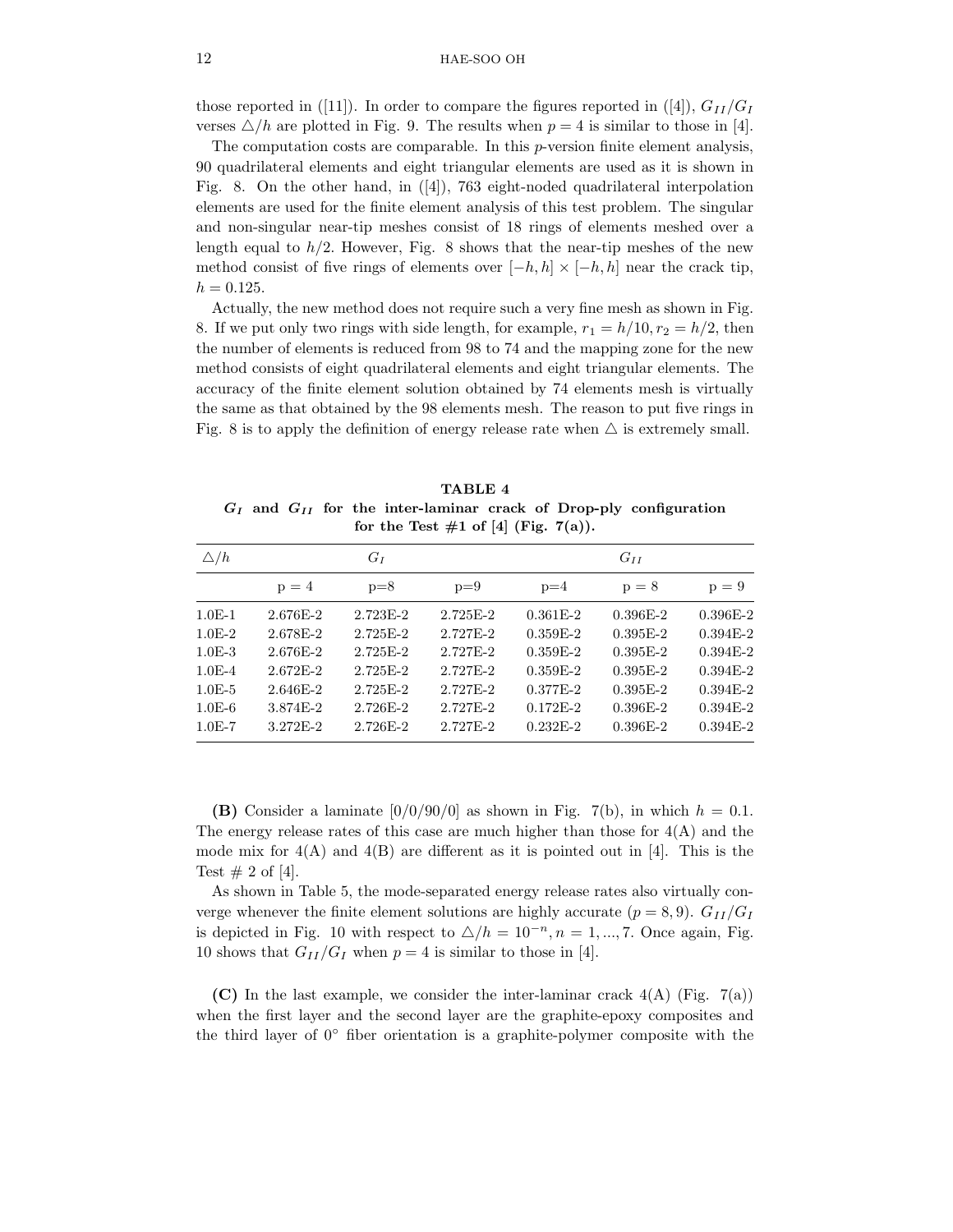those reported in ([11]). In order to compare the figures reported in ([4]), $G_{II}/G_I$ verses $\triangle/h$ are plotted in Fig. 9. The results when $p = 4$ is similar to those in [4].

The computation costs are comparable. In this $p$-version finite element analysis, 90 quadrilateral elements and eight triangular elements are used as it is shown in Fig. 8. On the other hand, in ([4]), 763 eight-noded quadrilateral interpolation elements are used for the finite element analysis of this test problem. The singular and non-singular near-tip meshes consist of 18 rings of elements meshed over a length equal to $h/2$. However, Fig. 8 shows that the near-tip meshes of the new method consist of five rings of elements over $[-h, h] \times [-h, h]$ near the crack tip, $h = 0.125$.

Actually, the new method does not require such a very fine mesh as shown in Fig. 8. If we put only two rings with side length, for example, $r_1 = h/10, r_2 = h/2$, then the number of elements is reduced from 98 to 74 and the mapping zone for the new method consists of eight quadrilateral elements and eight triangular elements. The accuracy of the finite element solution obtained by 74 elements mesh is virtually the same as that obtained by the 98 elements mesh. The reason to put five rings in Fig. 8 is to apply the definition of energy release rate when $\triangle$ is extremely small.

**TABLE 4**
**$G_I$ and $G_{II}$ for the inter-laminar crack of Drop-ply configuration for the Test #1 of [4] (Fig. 7(a)).**

| $\triangle/h$ | $G_I$ | | | $G_{II}$ | | |
|---|---|---|---|---|---|---|
| | p = 4 | p=8 | p=9 | p=4 | p = 8 | p = 9 |
| 1.0E-1 | 2.676E-2 | 2.723E-2 | 2.725E-2 | 0.361E-2 | 0.396E-2 | 0.396E-2 |
| 1.0E-2 | 2.678E-2 | 2.725E-2 | 2.727E-2 | 0.359E-2 | 0.395E-2 | 0.394E-2 |
| 1.0E-3 | 2.676E-2 | 2.725E-2 | 2.727E-2 | 0.359E-2 | 0.395E-2 | 0.394E-2 |
| 1.0E-4 | 2.672E-2 | 2.725E-2 | 2.727E-2 | 0.359E-2 | 0.395E-2 | 0.394E-2 |
| 1.0E-5 | 2.646E-2 | 2.725E-2 | 2.727E-2 | 0.377E-2 | 0.395E-2 | 0.394E-2 |
| 1.0E-6 | 3.874E-2 | 2.726E-2 | 2.727E-2 | 0.172E-2 | 0.396E-2 | 0.394E-2 |
| 1.0E-7 | 3.272E-2 | 2.726E-2 | 2.727E-2 | 0.232E-2 | 0.396E-2 | 0.394E-2 |

**(B)** Consider a laminate [0/0/90/0] as shown in Fig. 7(b), in which $h = 0.1$. The energy release rates of this case are much higher than those for 4(A) and the mode mix for 4(A) and 4(B) are different as it is pointed out in [4]. This is the Test # 2 of [4].

As shown in Table 5, the mode-separated energy release rates also virtually converge whenever the finite element solutions are highly accurate ($p = 8, 9$). $G_{II}/G_I$ is depicted in Fig. 10 with respect to $\triangle/h = 10^{-n}, n = 1, ..., 7$. Once again, Fig. 10 shows that $G_{II}/G_I$ when $p = 4$ is similar to those in [4].

**(C)** In the last example, we consider the inter-laminar crack 4(A) (Fig. 7(a)) when the first layer and the second layer are the graphite-epoxy composites and the third layer of $0°$ fiber orientation is a graphite-polymer composite with the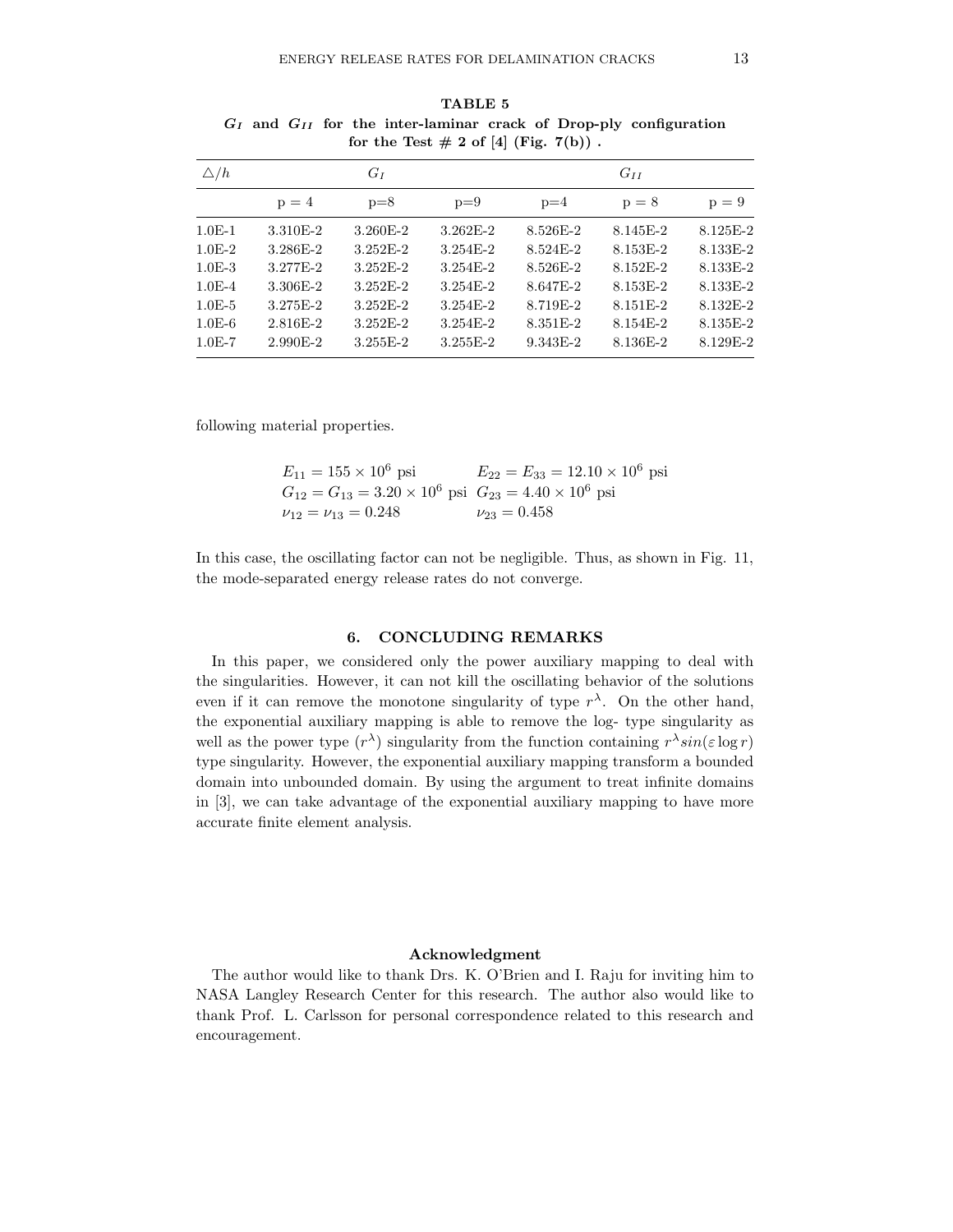**TABLE 5**

**$G_I$ and $G_{II}$ for the inter-laminar crack of Drop-ply configuration for the Test # 2 of [4] (Fig. 7(b)) .**

| $\triangle/h$ | $G_I$ | | | $G_{II}$ | | |
|---|---|---|---|---|---|---|
| | p = 4 | p=8 | p=9 | p=4 | p = 8 | p = 9 |
| 1.0E-1 | 3.310E-2 | 3.260E-2 | 3.262E-2 | 8.526E-2 | 8.145E-2 | 8.125E-2 |
| 1.0E-2 | 3.286E-2 | 3.252E-2 | 3.254E-2 | 8.524E-2 | 8.153E-2 | 8.133E-2 |
| 1.0E-3 | 3.277E-2 | 3.252E-2 | 3.254E-2 | 8.526E-2 | 8.152E-2 | 8.133E-2 |
| 1.0E-4 | 3.306E-2 | 3.252E-2 | 3.254E-2 | 8.647E-2 | 8.153E-2 | 8.133E-2 |
| 1.0E-5 | 3.275E-2 | 3.252E-2 | 3.254E-2 | 8.719E-2 | 8.151E-2 | 8.132E-2 |
| 1.0E-6 | 2.816E-2 | 3.252E-2 | 3.254E-2 | 8.351E-2 | 8.154E-2 | 8.135E-2 |
| 1.0E-7 | 2.990E-2 | 3.255E-2 | 3.255E-2 | 9.343E-2 | 8.136E-2 | 8.129E-2 |

following material properties.

$$
\begin{array}{ll}
E_{11} = 155 \times 10^6 \text{ psi} & E_{22} = E_{33} = 12.10 \times 10^6 \text{ psi} \\
G_{12} = G_{13} = 3.20 \times 10^6 \text{ psi} & G_{23} = 4.40 \times 10^6 \text{ psi} \\
\nu_{12} = \nu_{13} = 0.248 & \nu_{23} = 0.458
\end{array}
$$

In this case, the oscillating factor can not be negligible. Thus, as shown in Fig. 11, the mode-separated energy release rates do not converge.

## 6. CONCLUDING REMARKS

In this paper, we considered only the power auxiliary mapping to deal with the singularities. However, it can not kill the oscillating behavior of the solutions even if it can remove the monotone singularity of type $r^\lambda$. On the other hand, the exponential auxiliary mapping is able to remove the log- type singularity as well as the power type ($r^\lambda$) singularity from the function containing $r^\lambda sin(\varepsilon \log r)$ type singularity. However, the exponential auxiliary mapping transform a bounded domain into unbounded domain. By using the argument to treat infinite domains in [3], we can take advantage of the exponential auxiliary mapping to have more accurate finite element analysis.

### Acknowledgment

The author would like to thank Drs. K. O'Brien and I. Raju for inviting him to NASA Langley Research Center for this research. The author also would like to thank Prof. L. Carlsson for personal correspondence related to this research and encouragement.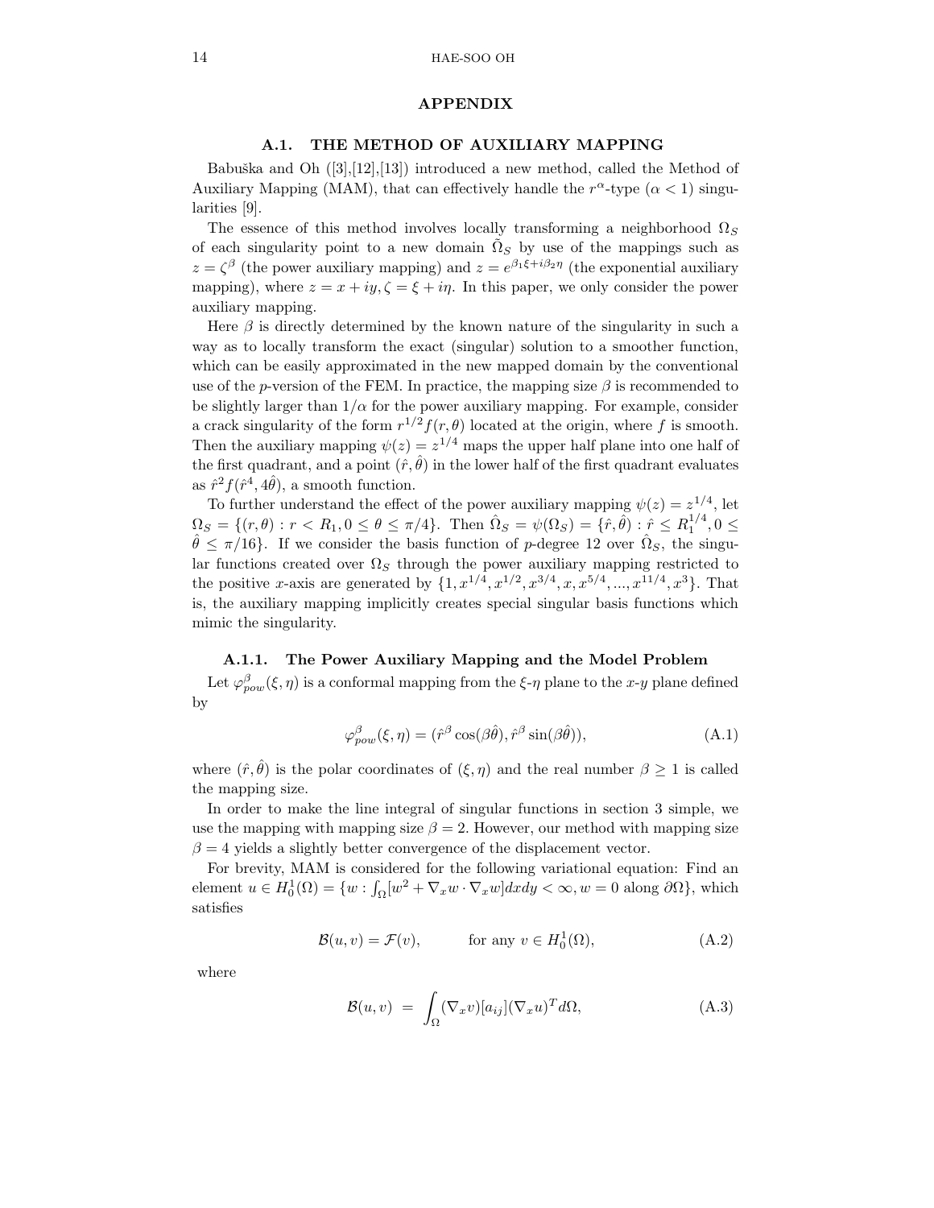## APPENDIX

### A.1. THE METHOD OF AUXILIARY MAPPING

Babuška and Oh ([3],[12],[13]) introduced a new method, called the Method of Auxiliary Mapping (MAM), that can effectively handle the $r^{\alpha}$-type ($\alpha < 1$) singularities [9].

The essence of this method involves locally transforming a neighborhood $\Omega_S$ of each singularity point to a new domain $\hat{\Omega}_S$ by use of the mappings such as $z = \zeta^{\beta}$ (the power auxiliary mapping) and $z = e^{\beta_1 \xi + i\beta_2 \eta}$ (the exponential auxiliary mapping), where $z = x + iy, \zeta = \xi + i\eta$. In this paper, we only consider the power auxiliary mapping.

Here $\beta$ is directly determined by the known nature of the singularity in such a way as to locally transform the exact (singular) solution to a smoother function, which can be easily approximated in the new mapped domain by the conventional use of the $p$-version of the FEM. In practice, the mapping size $\beta$ is recommended to be slightly larger than $1/\alpha$ for the power auxiliary mapping. For example, consider a crack singularity of the form $r^{1/2} f(r, \theta)$ located at the origin, where $f$ is smooth. Then the auxiliary mapping $\psi(z) = z^{1/4}$ maps the upper half plane into one half of the first quadrant, and a point $(\hat{r}, \hat{\theta})$ in the lower half of the first quadrant evaluates as $\hat{r}^2 f(\hat{r}^4, 4\hat{\theta})$, a smooth function.

To further understand the effect of the power auxiliary mapping $\psi(z) = z^{1/4}$, let $\Omega_S = \{(r, \theta) : r < R_1, 0 \leq \theta \leq \pi/4\}$. Then $\hat{\Omega}_S = \psi(\Omega_S) = \{\hat{r}, \hat{\theta}) : \hat{r} \leq R_1^{1/4}, 0 \leq \hat{\theta} \leq \pi/16\}$. If we consider the basis function of $p$-degree 12 over $\hat{\Omega}_S$, the singular functions created over $\Omega_S$ through the power auxiliary mapping restricted to the positive $x$-axis are generated by $\{1, x^{1/4}, x^{1/2}, x^{3/4}, x, x^{5/4}, ..., x^{11/4}, x^3\}$. That is, the auxiliary mapping implicitly creates special singular basis functions which mimic the singularity.

#### A.1.1. The Power Auxiliary Mapping and the Model Problem

Let $\varphi^{\beta}_{pow}(\xi, \eta)$ is a conformal mapping from the $\xi$-$\eta$ plane to the $x$-$y$ plane defined by

$$\varphi^{\beta}_{pow}(\xi, \eta) = (\hat{r}^{\beta} \cos(\beta\hat{\theta}), \hat{r}^{\beta} \sin(\beta\hat{\theta})), \tag{A.1}$$

where $(\hat{r}, \hat{\theta})$ is the polar coordinates of $(\xi, \eta)$ and the real number $\beta \geq 1$ is called the mapping size.

In order to make the line integral of singular functions in section 3 simple, we use the mapping with mapping size $\beta = 2$. However, our method with mapping size $\beta = 4$ yields a slightly better convergence of the displacement vector.

For brevity, MAM is considered for the following variational equation: Find an element $u \in H_0^1(\Omega) = \{w : \int_\Omega [w^2 + \nabla_x w \cdot \nabla_x w] dxdy < \infty, w = 0 \text{ along } \partial\Omega\}$, which satisfies

$$\mathcal{B}(u, v) = \mathcal{F}(v), \qquad \text{for any } v \in H_0^1(\Omega), \tag{A.2}$$

where

$$\mathcal{B}(u, v) \;=\; \int_\Omega (\nabla_x v)[a_{ij}](\nabla_x u)^T d\Omega, \tag{A.3}$$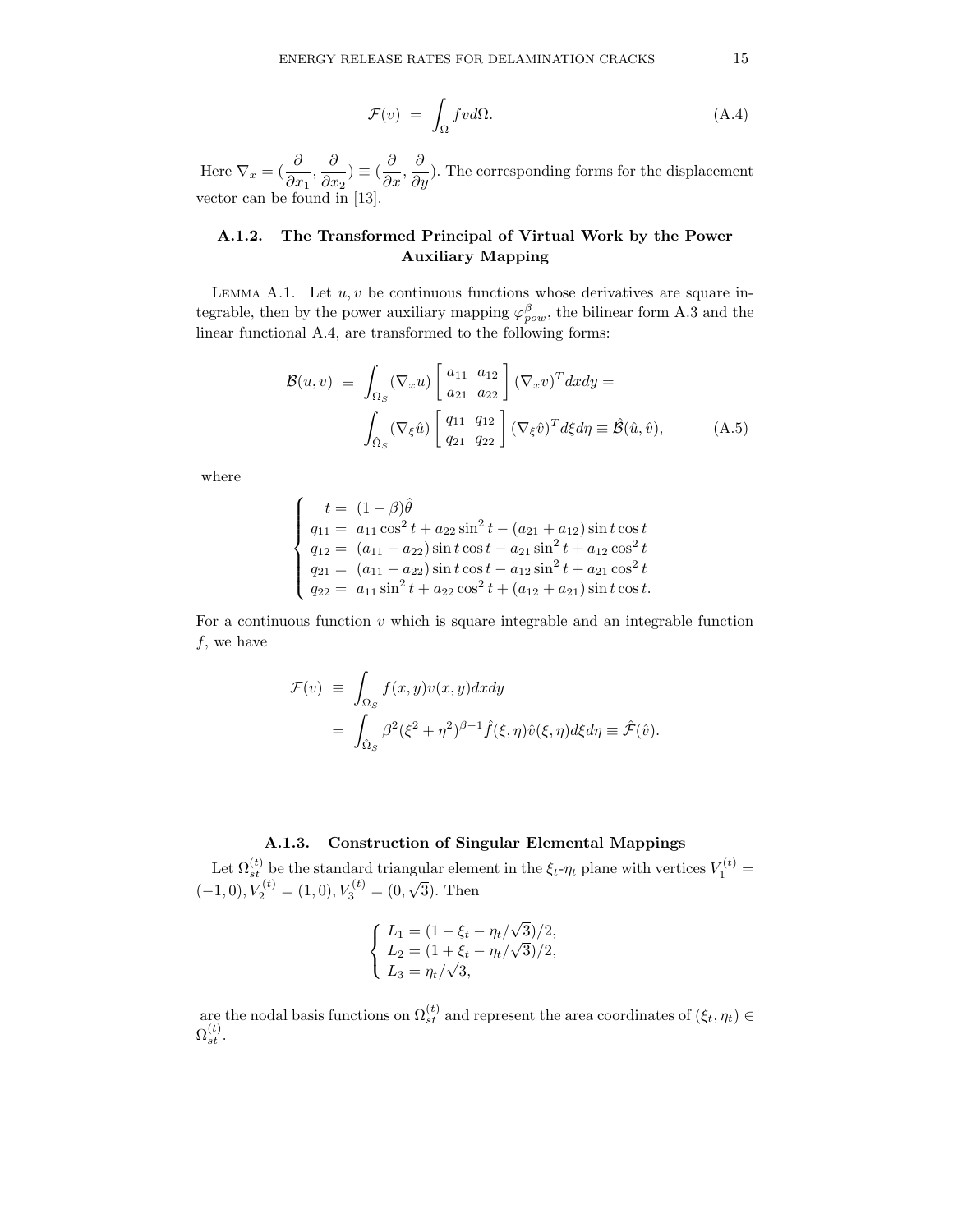$$\mathcal{F}(v) \;=\; \int_{\Omega} f v d\Omega. \tag{A.4}$$

Here $\nabla_x = (\dfrac{\partial}{\partial x_1}, \dfrac{\partial}{\partial x_2}) \equiv (\dfrac{\partial}{\partial x}, \dfrac{\partial}{\partial y})$. The corresponding forms for the displacement vector can be found in [13].

### A.1.2. The Transformed Principal of Virtual Work by the Power Auxiliary Mapping

Lemma A.1. Let $u, v$ be continuous functions whose derivatives are square integrable, then by the power auxiliary mapping $\varphi^{\beta}_{pow}$, the bilinear form A.3 and the linear functional A.4, are transformed to the following forms:

$$\begin{aligned}
\mathcal{B}(u,v) \;&\equiv\; \int_{\Omega_S} (\nabla_x u) \begin{bmatrix} a_{11} & a_{12} \\ a_{21} & a_{22} \end{bmatrix} (\nabla_x v)^T dxdy = \\
&\int_{\hat{\Omega}_S} (\nabla_\xi \hat{u}) \begin{bmatrix} q_{11} & q_{12} \\ q_{21} & q_{22} \end{bmatrix} (\nabla_\xi \hat{v})^T d\xi d\eta \equiv \hat{\mathcal{B}}(\hat{u},\hat{v}),
\end{aligned} \tag{A.5}$$

where

$$\begin{cases}
\quad t = \; (1-\beta)\hat{\theta} \\
q_{11} = \; a_{11}\cos^2 t + a_{22}\sin^2 t - (a_{21}+a_{12})\sin t\cos t \\
q_{12} = \; (a_{11}-a_{22})\sin t\cos t - a_{21}\sin^2 t + a_{12}\cos^2 t \\
q_{21} = \; (a_{11}-a_{22})\sin t\cos t - a_{12}\sin^2 t + a_{21}\cos^2 t \\
q_{22} = \; a_{11}\sin^2 t + a_{22}\cos^2 t + (a_{12}+a_{21})\sin t\cos t.
\end{cases}$$

For a continuous function $v$ which is square integrable and an integrable function $f$, we have

$$\begin{aligned}
\mathcal{F}(v) \;&\equiv\; \int_{\Omega_S} f(x,y)v(x,y)dxdy \\
&= \int_{\hat{\Omega}_S} \beta^2(\xi^2+\eta^2)^{\beta-1}\hat{f}(\xi,\eta)\hat{v}(\xi,\eta)d\xi d\eta \equiv \hat{\mathcal{F}}(\hat{v}).
\end{aligned}$$

### A.1.3. Construction of Singular Elemental Mappings

Let $\Omega^{(t)}_{st}$ be the standard triangular element in the $\xi_t$-$\eta_t$ plane with vertices $V^{(t)}_1 = (-1,0), V^{(t)}_2 = (1,0), V^{(t)}_3 = (0,\sqrt{3})$. Then

$$\begin{cases}
L_1 = (1-\xi_t-\eta_t/\sqrt{3})/2, \\
L_2 = (1+\xi_t-\eta_t/\sqrt{3})/2, \\
L_3 = \eta_t/\sqrt{3},
\end{cases}$$

are the nodal basis functions on $\Omega^{(t)}_{st}$ and represent the area coordinates of $(\xi_t,\eta_t) \in \Omega^{(t)}_{st}$.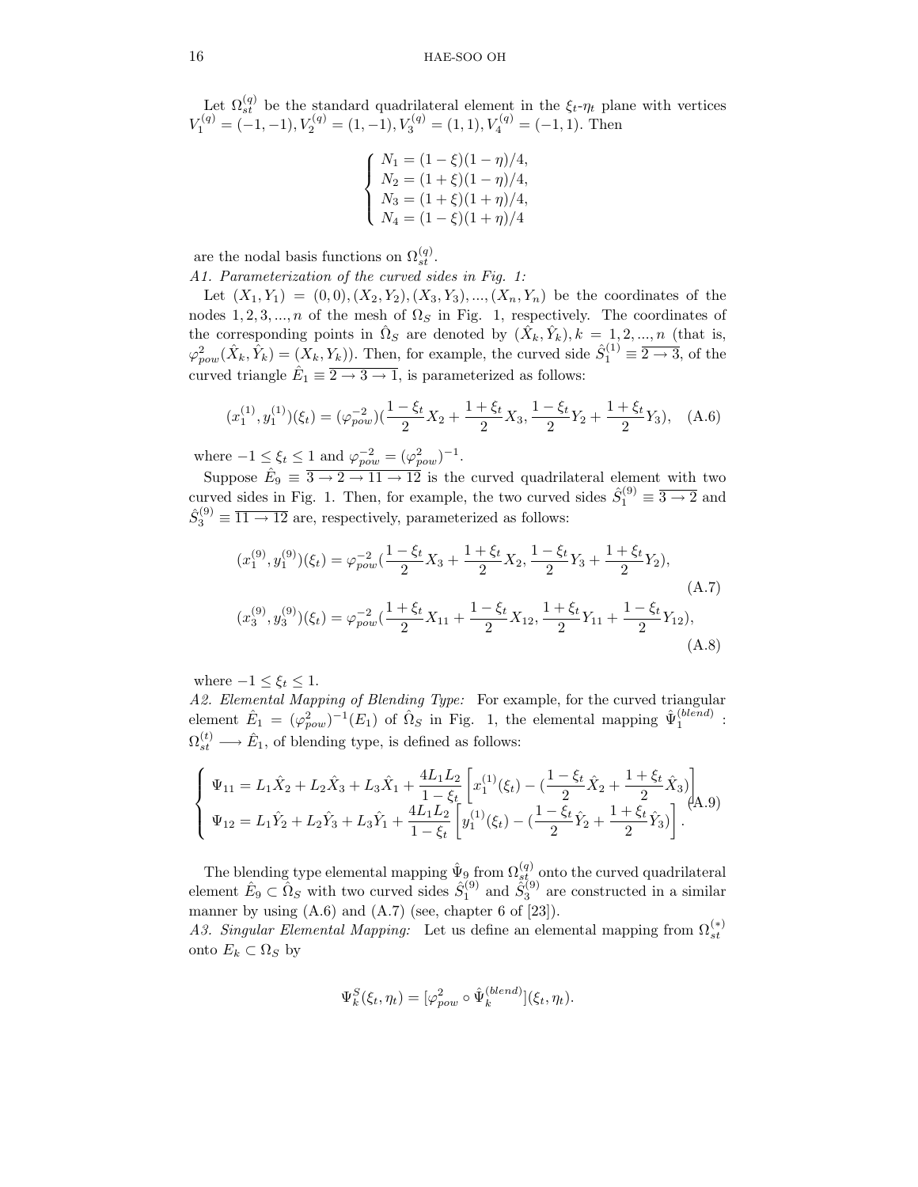Let $\Omega_{st}^{(q)}$ be the standard quadrilateral element in the $\xi_t$-$\eta_t$ plane with vertices $V_1^{(q)} = (-1,-1), V_2^{(q)} = (1,-1), V_3^{(q)} = (1,1), V_4^{(q)} = (-1,1)$. Then

$$\begin{cases} N_1 = (1-\xi)(1-\eta)/4, \\ N_2 = (1+\xi)(1-\eta)/4, \\ N_3 = (1+\xi)(1+\eta)/4, \\ N_4 = (1-\xi)(1+\eta)/4 \end{cases}$$

are the nodal basis functions on $\Omega_{st}^{(q)}$.

*A1. Parameterization of the curved sides in Fig. 1:*

Let $(X_1, Y_1) = (0,0), (X_2, Y_2), (X_3, Y_3), ..., (X_n, Y_n)$ be the coordinates of the nodes $1, 2, 3, ..., n$ of the mesh of $\Omega_S$ in Fig. 1, respectively. The coordinates of the corresponding points in $\hat{\Omega}_S$ are denoted by $(\hat{X}_k, \hat{Y}_k), k = 1, 2, ..., n$ (that is, $\varphi_{pow}^2(\hat{X}_k, \hat{Y}_k) = (X_k, Y_k)$). Then, for example, the curved side $\hat{S}_1^{(1)} \equiv \overline{2 \to 3}$, of the curved triangle $\hat{E}_1 \equiv \overline{2 \to 3 \to 1}$, is parameterized as follows:

$$(x_1^{(1)}, y_1^{(1)})(\xi_t) = (\varphi_{pow}^{-2})(\frac{1-\xi_t}{2}X_2 + \frac{1+\xi_t}{2}X_3, \frac{1-\xi_t}{2}Y_2 + \frac{1+\xi_t}{2}Y_3), \quad \text{(A.6)}$$

where $-1 \leq \xi_t \leq 1$ and $\varphi_{pow}^{-2} = (\varphi_{pow}^2)^{-1}$.

Suppose $\hat{E}_9 \equiv \overline{3 \to 2 \to 11 \to 12}$ is the curved quadrilateral element with two curved sides in Fig. 1. Then, for example, the two curved sides $\hat{S}_1^{(9)} \equiv \overline{3 \to 2}$ and $\hat{S}_3^{(9)} \equiv \overline{11 \to 12}$ are, respectively, parameterized as follows:

$$(x_1^{(9)}, y_1^{(9)})(\xi_t) = \varphi_{pow}^{-2}(\frac{1-\xi_t}{2}X_3 + \frac{1+\xi_t}{2}X_2, \frac{1-\xi_t}{2}Y_3 + \frac{1+\xi_t}{2}Y_2), \quad \text{(A.7)}$$

$$(x_3^{(9)}, y_3^{(9)})(\xi_t) = \varphi_{pow}^{-2}(\frac{1+\xi_t}{2}X_{11} + \frac{1-\xi_t}{2}X_{12}, \frac{1+\xi_t}{2}Y_{11} + \frac{1-\xi_t}{2}Y_{12}), \quad \text{(A.8)}$$

where $-1 \leq \xi_t \leq 1$.

*A2. Elemental Mapping of Blending Type:* For example, for the curved triangular element $\hat{E}_1 = (\varphi_{pow}^2)^{-1}(E_1)$ of $\hat{\Omega}_S$ in Fig. 1, the elemental mapping $\hat{\Psi}_1^{(blend)} : \Omega_{st}^{(t)} \longrightarrow \hat{E}_1$, of blending type, is defined as follows:

$$\begin{cases} \Psi_{11} = L_1\hat{X}_2 + L_2\hat{X}_3 + L_3\hat{X}_1 + \dfrac{4L_1L_2}{1-\xi_t}\left[x_1^{(1)}(\xi_t) - (\dfrac{1-\xi_t}{2}\hat{X}_2 + \dfrac{1+\xi_t}{2}\hat{X}_3)\right] \\ \Psi_{12} = L_1\hat{Y}_2 + L_2\hat{Y}_3 + L_3\hat{Y}_1 + \dfrac{4L_1L_2}{1-\xi_t}\left[y_1^{(1)}(\xi_t) - (\dfrac{1-\xi_t}{2}\hat{Y}_2 + \dfrac{1+\xi_t}{2}\hat{Y}_3)\right]. \end{cases} \quad \text{(A.9)}$$

The blending type elemental mapping $\hat{\Psi}_9$ from $\Omega_{st}^{(q)}$ onto the curved quadrilateral element $\hat{E}_9 \subset \hat{\Omega}_S$ with two curved sides $\hat{S}_1^{(9)}$ and $\hat{S}_3^{(9)}$ are constructed in a similar manner by using (A.6) and (A.7) (see, chapter 6 of [23]).

*A3. Singular Elemental Mapping:* Let us define an elemental mapping from $\Omega_{st}^{(*)}$ onto $E_k \subset \Omega_S$ by

$$\Psi_k^S(\xi_t, \eta_t) = [\varphi_{pow}^2 \circ \hat{\Psi}_k^{(blend)}](\xi_t, \eta_t).$$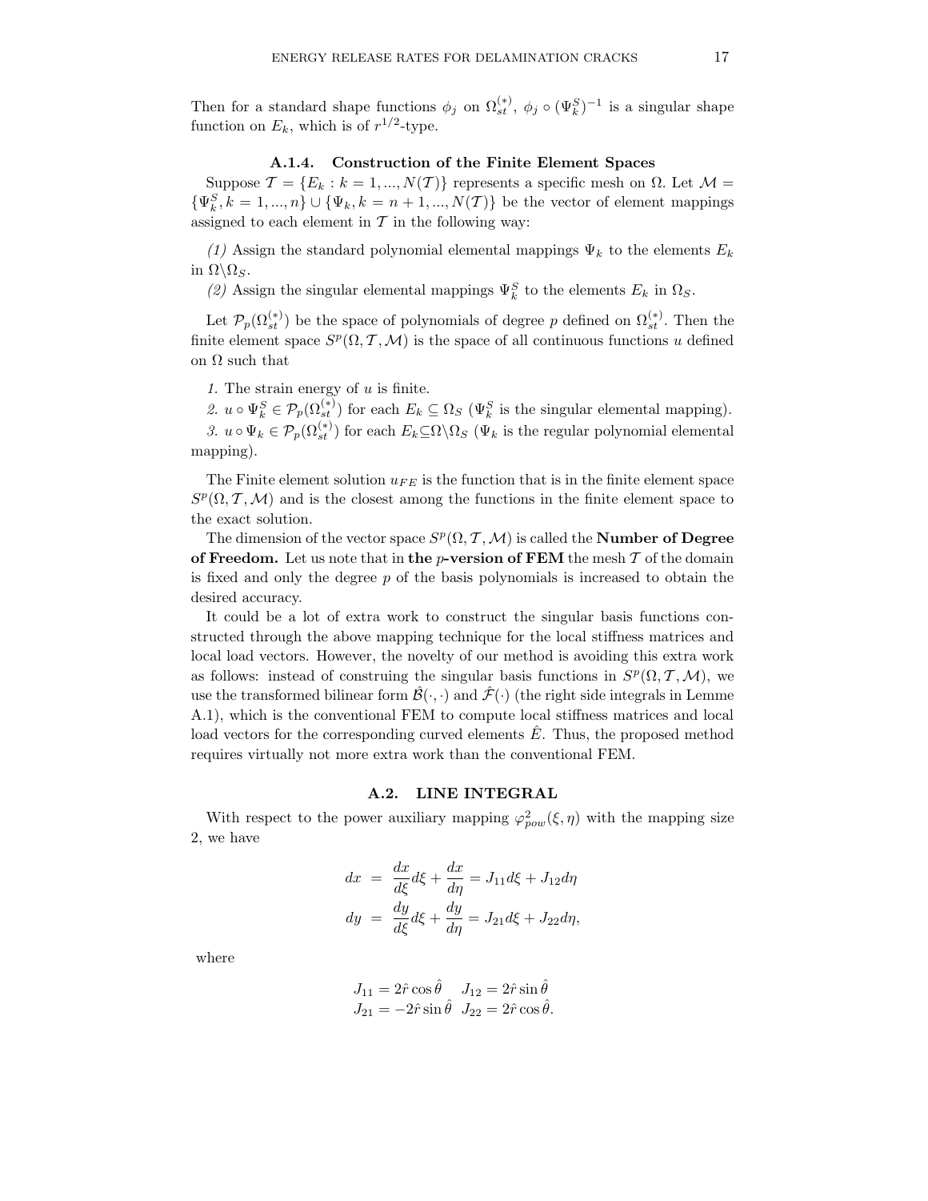Then for a standard shape functions $\phi_j$ on $\Omega_{st}^{(*)}$, $\phi_j \circ (\Psi_k^S)^{-1}$ is a singular shape function on $E_k$, which is of $r^{1/2}$-type.

### A.1.4. Construction of the Finite Element Spaces

Suppose $\mathcal{T} = \{E_k : k = 1, ..., N(\mathcal{T})\}$ represents a specific mesh on $\Omega$. Let $\mathcal{M} = \{\Psi_k^S, k = 1, ..., n\} \cup \{\Psi_k, k = n+1, ..., N(\mathcal{T})\}$ be the vector of element mappings assigned to each element in $\mathcal{T}$ in the following way:

*(1)* Assign the standard polynomial elemental mappings $\Psi_k$ to the elements $E_k$ in $\Omega \backslash \Omega_S$.

*(2)* Assign the singular elemental mappings $\Psi_k^S$ to the elements $E_k$ in $\Omega_S$.

Let $\mathcal{P}_p(\Omega_{st}^{(*)})$ be the space of polynomials of degree $p$ defined on $\Omega_{st}^{(*)}$. Then the finite element space $S^p(\Omega, \mathcal{T}, \mathcal{M})$ is the space of all continuous functions $u$ defined on $\Omega$ such that

*1.* The strain energy of $u$ is finite.

*2.* $u \circ \Psi_k^S \in \mathcal{P}_p(\Omega_{st}^{(*)})$ for each $E_k \subseteq \Omega_S$ ($\Psi_k^S$ is the singular elemental mapping).

*3.* $u \circ \Psi_k \in \mathcal{P}_p(\Omega_{st}^{(*)})$ for each $E_k \subseteq \Omega \backslash \Omega_S$ ($\Psi_k$ is the regular polynomial elemental mapping).

The Finite element solution $u_{FE}$ is the function that is in the finite element space $S^p(\Omega, \mathcal{T}, \mathcal{M})$ and is the closest among the functions in the finite element space to the exact solution.

The dimension of the vector space $S^p(\Omega, \mathcal{T}, \mathcal{M})$ is called the **Number of Degree of Freedom.** Let us note that in **the** $p$**-version of FEM** the mesh $\mathcal{T}$ of the domain is fixed and only the degree $p$ of the basis polynomials is increased to obtain the desired accuracy.

It could be a lot of extra work to construct the singular basis functions constructed through the above mapping technique for the local stiffness matrices and local load vectors. However, the novelty of our method is avoiding this extra work as follows: instead of construing the singular basis functions in $S^p(\Omega, \mathcal{T}, \mathcal{M})$, we use the transformed bilinear form $\hat{\mathcal{B}}(\cdot, \cdot)$ and $\hat{\mathcal{F}}(\cdot)$ (the right side integrals in Lemme A.1), which is the conventional FEM to compute local stiffness matrices and local load vectors for the corresponding curved elements $\hat{E}$. Thus, the proposed method requires virtually not more extra work than the conventional FEM.

## A.2. LINE INTEGRAL

With respect to the power auxiliary mapping $\varphi_{pow}^2(\xi, \eta)$ with the mapping size 2, we have

$$
\begin{aligned}
dx &= \frac{dx}{d\xi} d\xi + \frac{dx}{d\eta} = J_{11} d\xi + J_{12} d\eta \\
dy &= \frac{dy}{d\xi} d\xi + \frac{dy}{d\eta} = J_{21} d\xi + J_{22} d\eta,
\end{aligned}
$$

where

$$
\begin{aligned}
J_{11} &= 2\hat{r}\cos\hat{\theta} \quad J_{12} = 2\hat{r}\sin\hat{\theta} \\
J_{21} &= -2\hat{r}\sin\hat{\theta} \quad J_{22} = 2\hat{r}\cos\hat{\theta}.
\end{aligned}
$$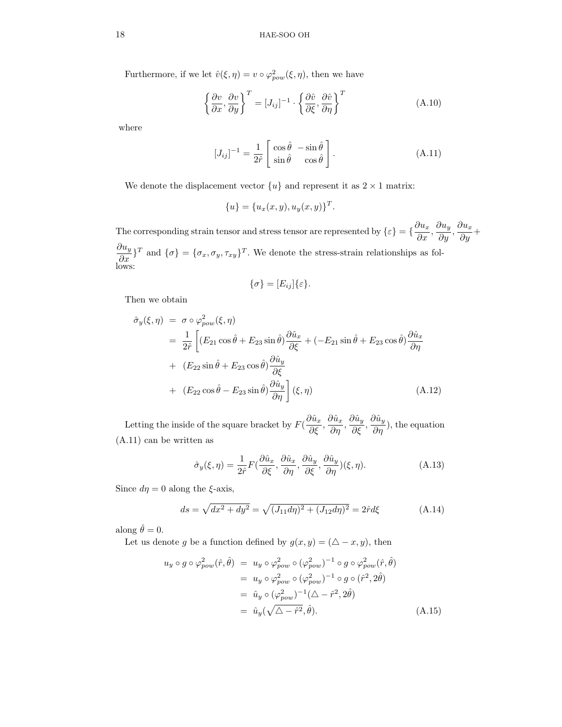Furthermore, if we let $\hat{v}(\xi,\eta) = v \circ \varphi^2_{pow}(\xi,\eta)$, then we have

$$\left\{ \frac{\partial v}{\partial x}, \frac{\partial v}{\partial y} \right\}^T = [J_{ij}]^{-1} \cdot \left\{ \frac{\partial \hat{v}}{\partial \xi}, \frac{\partial \hat{v}}{\partial \eta} \right\}^T \tag{A.10}$$

where

$$[J_{ij}]^{-1} = \frac{1}{2\hat{r}} \begin{bmatrix} \cos\hat{\theta} & -\sin\hat{\theta} \\ \sin\hat{\theta} & \cos\hat{\theta} \end{bmatrix}. \tag{A.11}$$

We denote the displacement vector $\{u\}$ and represent it as $2 \times 1$ matrix:

$$\{u\} = \{u_x(x,y), u_y(x,y)\}^T.$$

The corresponding strain tensor and stress tensor are represented by $\{\varepsilon\} = \{\frac{\partial u_x}{\partial x}, \frac{\partial u_y}{\partial y}, \frac{\partial u_x}{\partial y} + \frac{\partial u_y}{\partial x}\}^T$ and $\{\sigma\} = \{\sigma_x, \sigma_y, \tau_{xy}\}^T$. We denote the stress-strain relationships as follows:

$$\{\sigma\} = [E_{ij}]\{\varepsilon\}.$$

Then we obtain

$$\begin{aligned}
\hat{\sigma}_y(\xi,\eta) &= \sigma \circ \varphi^2_{pow}(\xi,\eta) \\
&= \frac{1}{2\hat{r}} \Bigg[ (E_{21}\cos\hat{\theta} + E_{23}\sin\hat{\theta}) \frac{\partial \hat{u}_x}{\partial \xi} + (-E_{21}\sin\hat{\theta} + E_{23}\cos\hat{\theta}) \frac{\partial \hat{u}_x}{\partial \eta} \\
&+ (E_{22}\sin\hat{\theta} + E_{23}\cos\hat{\theta}) \frac{\partial \hat{u}_y}{\partial \xi} \\
&+ (E_{22}\cos\hat{\theta} - E_{23}\sin\hat{\theta}) \frac{\partial \hat{u}_y}{\partial \eta} \Bigg] (\xi,\eta)
\end{aligned} \tag{A.12}$$

Letting the inside of the square bracket by $F(\frac{\partial \hat{u}_x}{\partial \xi}, \frac{\partial \hat{u}_x}{\partial \eta}, \frac{\partial \hat{u}_y}{\partial \xi}, \frac{\partial \hat{u}_y}{\partial \eta})$, the equation (A.11) can be written as

$$\hat{\sigma}_y(\xi,\eta) = \frac{1}{2\hat{r}} F(\frac{\partial \hat{u}_x}{\partial \xi}, \frac{\partial \hat{u}_x}{\partial \eta}, \frac{\partial \hat{u}_y}{\partial \xi}, \frac{\partial \hat{u}_y}{\partial \eta})(\xi,\eta). \tag{A.13}$$

Since $d\eta = 0$ along the $\xi$-axis,

$$ds = \sqrt{dx^2 + dy^2} = \sqrt{(J_{11}d\eta)^2 + (J_{12}d\eta)^2} = 2\hat{r}d\xi \tag{A.14}$$

along $\hat{\theta} = 0$.

Let us denote $g$ be a function defined by $g(x,y) = (\triangle - x, y)$, then

$$\begin{aligned}
u_y \circ g \circ \varphi^2_{pow}(\hat{r},\hat{\theta}) &= u_y \circ \varphi^2_{pow} \circ (\varphi^2_{pow})^{-1} \circ g \circ \varphi^2_{pow}(\hat{r},\hat{\theta}) \\
&= u_y \circ \varphi^2_{pow} \circ (\varphi^2_{pow})^{-1} \circ g \circ (\hat{r}^2, 2\hat{\theta}) \\
&= \hat{u}_y \circ (\varphi^2_{pow})^{-1}(\triangle - \hat{r}^2, 2\hat{\theta}) \\
&= \hat{u}_y(\sqrt{\triangle - \hat{r}^2}, \hat{\theta}).
\end{aligned} \tag{A.15}$$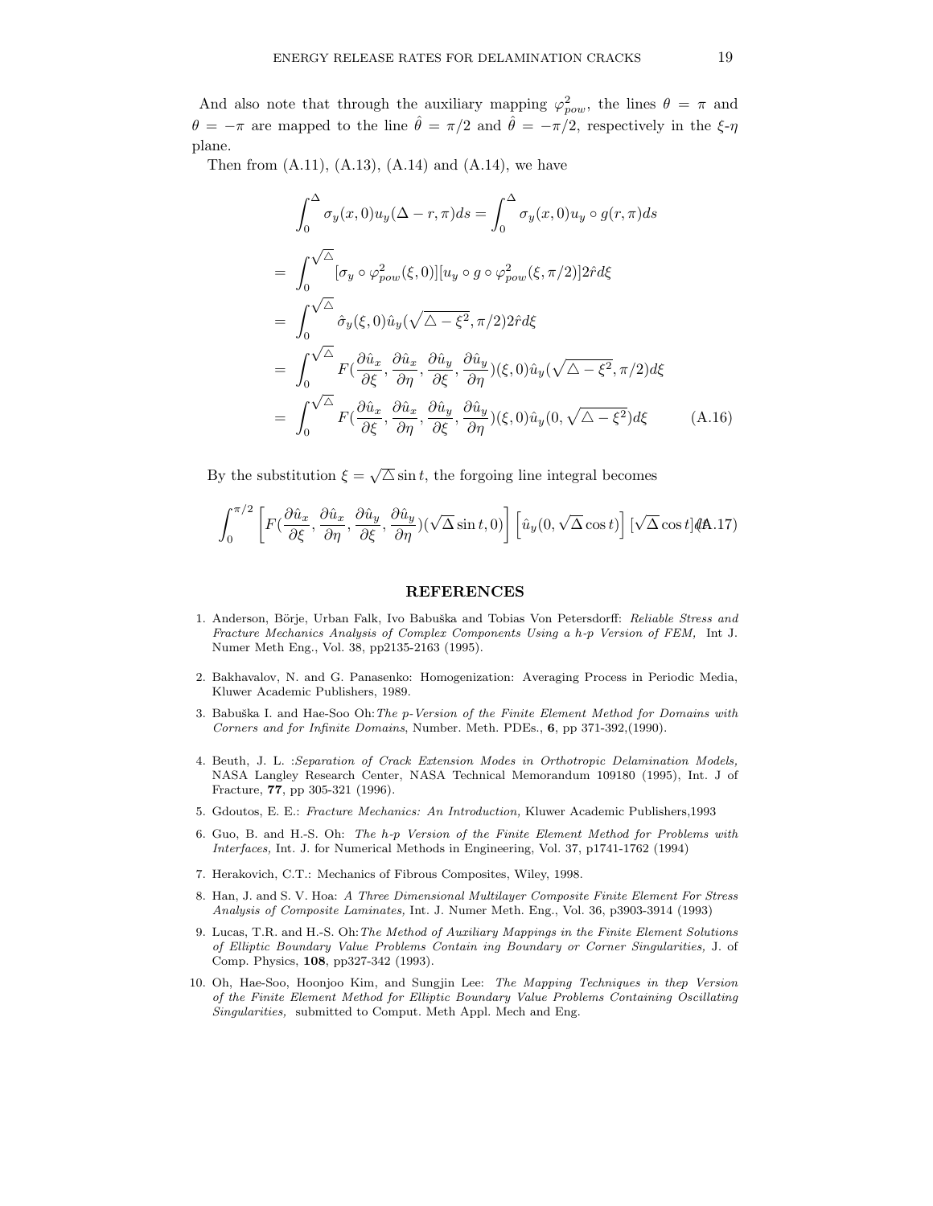And also note that through the auxiliary mapping $\varphi^2_{pow}$, the lines $\theta = \pi$ and $\theta = -\pi$ are mapped to the line $\hat{\theta} = \pi/2$ and $\hat{\theta} = -\pi/2$, respectively in the $\xi$-$\eta$ plane.

Then from (A.11), (A.13), (A.14) and (A.14), we have

$$
\begin{aligned}
& \int_0^{\Delta} \sigma_y(x,0) u_y(\Delta - r, \pi) ds = \int_0^{\Delta} \sigma_y(x,0) u_y \circ g(r,\pi) ds \\
= & \int_0^{\sqrt{\triangle}} [\sigma_y \circ \varphi^2_{pow}(\xi, 0)][u_y \circ g \circ \varphi^2_{pow}(\xi, \pi/2)] 2\hat{r} d\xi \\
= & \int_0^{\sqrt{\triangle}} \hat{\sigma}_y(\xi, 0) \hat{u}_y(\sqrt{\triangle - \xi^2}, \pi/2) 2\hat{r} d\xi \\
= & \int_0^{\sqrt{\triangle}} F(\frac{\partial \hat{u}_x}{\partial \xi}, \frac{\partial \hat{u}_x}{\partial \eta}, \frac{\partial \hat{u}_y}{\partial \xi}, \frac{\partial \hat{u}_y}{\partial \eta})(\xi, 0) \hat{u}_y(\sqrt{\triangle - \xi^2}, \pi/2) d\xi \\
= & \int_0^{\sqrt{\triangle}} F(\frac{\partial \hat{u}_x}{\partial \xi}, \frac{\partial \hat{u}_x}{\partial \eta}, \frac{\partial \hat{u}_y}{\partial \xi}, \frac{\partial \hat{u}_y}{\partial \eta})(\xi, 0) \hat{u}_y(0, \sqrt{\triangle - \xi^2}) d\xi \qquad \text{(A.16)}
\end{aligned}
$$

By the substitution $\xi = \sqrt{\triangle} \sin t$, the forgoing line integral becomes

$$
\int_0^{\pi/2} \left[ F(\frac{\partial \hat{u}_x}{\partial \xi}, \frac{\partial \hat{u}_x}{\partial \eta}, \frac{\partial \hat{u}_y}{\partial \xi}, \frac{\partial \hat{u}_y}{\partial \eta})(\sqrt{\Delta} \sin t, 0) \right] \left[ \hat{u}_y(0, \sqrt{\Delta} \cos t) \right] [\sqrt{\Delta} \cos t] dt \qquad \text{(A.17)}
$$

## REFERENCES

1. Anderson, Börje, Urban Falk, Ivo Babuška and Tobias Von Petersdorff: *Reliable Stress and Fracture Mechanics Analysis of Complex Components Using a h-p Version of FEM,* Int J. Numer Meth Eng., Vol. 38, pp2135-2163 (1995).
2. Bakhavalov, N. and G. Panasenko: Homogenization: Averaging Process in Periodic Media, Kluwer Academic Publishers, 1989.
3. Babuška I. and Hae-Soo Oh: *The p-Version of the Finite Element Method for Domains with Corners and for Infinite Domains,* Number. Meth. PDEs., **6**, pp 371-392,(1990).
4. Beuth, J. L. :*Separation of Crack Extension Modes in Orthotropic Delamination Models,* NASA Langley Research Center, NASA Technical Memorandum 109180 (1995), Int. J of Fracture, **77**, pp 305-321 (1996).
5. Gdoutos, E. E.: *Fracture Mechanics: An Introduction,* Kluwer Academic Publishers,1993
6. Guo, B. and H.-S. Oh: *The h-p Version of the Finite Element Method for Problems with Interfaces,* Int. J. for Numerical Methods in Engineering, Vol. 37, p1741-1762 (1994)
7. Herakovich, C.T.: Mechanics of Fibrous Composites, Wiley, 1998.
8. Han, J. and S. V. Hoa: *A Three Dimensional Multilayer Composite Finite Element For Stress Analysis of Composite Laminates,* Int. J. Numer Meth. Eng., Vol. 36, p3903-3914 (1993)
9. Lucas, T.R. and H.-S. Oh: *The Method of Auxiliary Mappings in the Finite Element Solutions of Elliptic Boundary Value Problems Contain ing Boundary or Corner Singularities,* J. of Comp. Physics, **108**, pp327-342 (1993).
10. Oh, Hae-Soo, Hoonjoo Kim, and Sungjin Lee: *The Mapping Techniques in thep Version of the Finite Element Method for Elliptic Boundary Value Problems Containing Oscillating Singularities,* submitted to Comput. Meth Appl. Mech and Eng.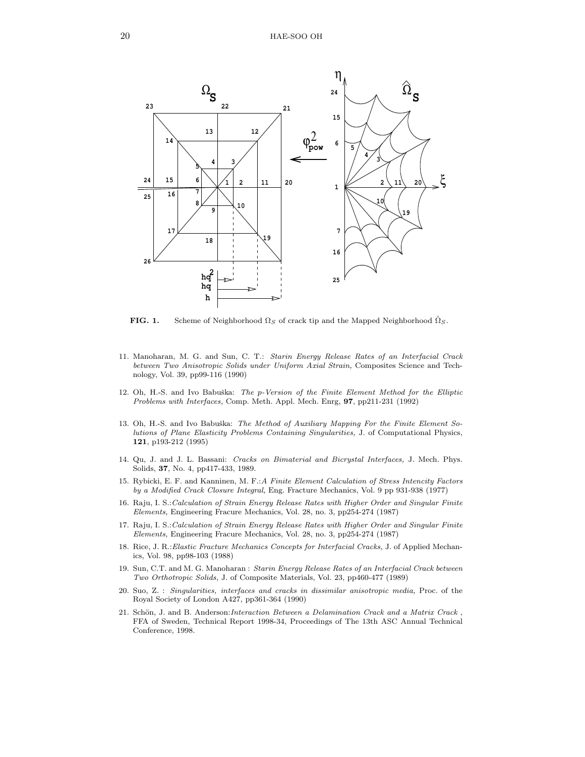**FIG. 1.** Scheme of Neighborhood $\Omega_S$ of crack tip and the Mapped Neighborhood $\hat{\Omega}_S$.

11. Manoharan, M. G. and Sun, C. T.: *Starin Energy Release Rates of an Interfacial Crack between Two Anisotropic Solids under Uniform Axial Strain,* Composites Science and Technology, Vol. 39, pp99-116 (1990)

12. Oh, H.-S. and Ivo Babuška: *The p-Version of the Finite Element Method for the Elliptic Problems with Interfaces,* Comp. Meth. Appl. Mech. Enrg, **97**, pp211-231 (1992)

13. Oh, H.-S. and Ivo Babuška: *The Method of Auxiliary Mapping For the Finite Element Solutions of Plane Elasticity Problems Containing Singularities,* J. of Computational Physics, **121**, p193-212 (1995)

14. Qu, J. and J. L. Bassani: *Cracks on Bimaterial and Bicrystal Interfaces,* J. Mech. Phys. Solids, **37**, No. 4, pp417-433, 1989.

15. Rybicki, E. F. and Kanninen, M. F.:*A Finite Element Calculation of Stress Intencity Factors by a Modified Crack Closure Integral,* Eng. Fracture Mechanics, Vol. 9 pp 931-938 (1977)

16. Raju, I. S.:*Calculation of Strain Energy Release Rates with Higher Order and Singular Finite Elements,* Engineering Fracure Mechanics, Vol. 28, no. 3, pp254-274 (1987)

17. Raju, I. S.:*Calculation of Strain Energy Release Rates with Higher Order and Singular Finite Elements,* Engineering Fracure Mechanics, Vol. 28, no. 3, pp254-274 (1987)

18. Rice, J. R.:*Elastic Fracture Mechanics Concepts for Interfacial Cracks,* J. of Applied Mechanics, Vol. 98, pp98-103 (1988)

19. Sun, C.T. and M. G. Manoharan : *Starin Energy Release Rates of an Interfacial Crack between Two Orthotropic Solids,* J. of Composite Materials, Vol. 23, pp460-477 (1989)

20. Suo, Z. : *Singularities, interfaces and cracks in dissimilar anisotropic media,* Proc. of the Royal Society of London A427, pp361-364 (1990)

21. Schön, J. and B. Anderson:*Interaction Between a Delamination Crack and a Matrix Crack* , FFA of Sweden, Technical Report 1998-34, Proceedings of The 13th ASC Annual Technical Conference, 1998.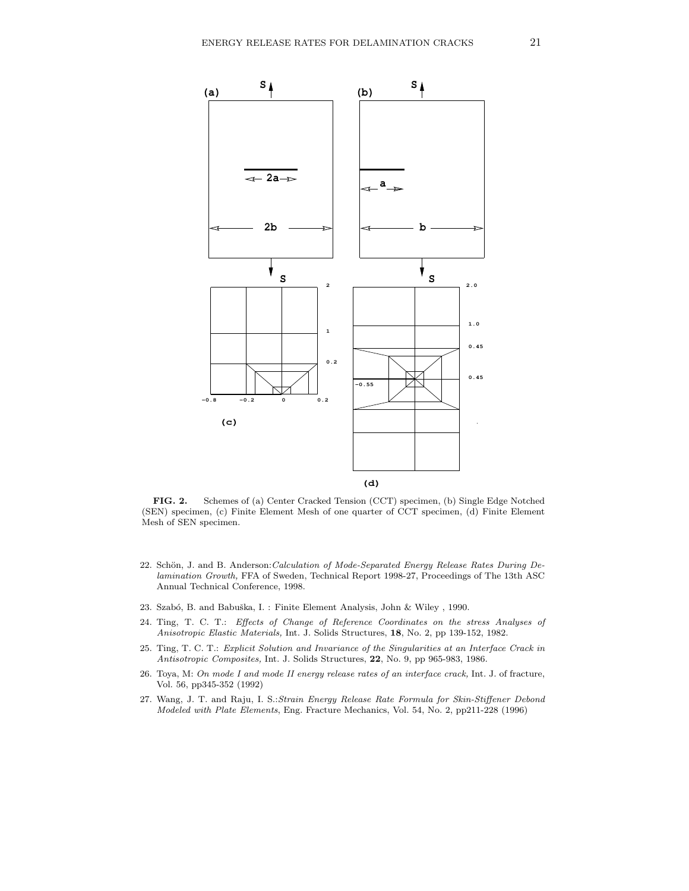**FIG. 2.** Schemes of (a) Center Cracked Tension (CCT) specimen, (b) Single Edge Notched (SEN) specimen, (c) Finite Element Mesh of one quarter of CCT specimen, (d) Finite Element Mesh of SEN specimen.

22. Schön, J. and B. Anderson: *Calculation of Mode-Separated Energy Release Rates During Delamination Growth,* FFA of Sweden, Technical Report 1998-27, Proceedings of The 13th ASC Annual Technical Conference, 1998.

23. Szabó, B. and Babuška, I. : Finite Element Analysis, John & Wiley , 1990.

24. Ting, T. C. T.: *Effects of Change of Reference Coordinates on the stress Analyses of Anisotropic Elastic Materials,* Int. J. Solids Structures, **18**, No. 2, pp 139-152, 1982.

25. Ting, T. C. T.: *Explicit Solution and Invariance of the Singularities at an Interface Crack in Antisotropic Composites,* Int. J. Solids Structures, **22**, No. 9, pp 965-983, 1986.

26. Toya, M: *On mode I and mode II energy release rates of an interface crack,* Int. J. of fracture, Vol. 56, pp345-352 (1992)

27. Wang, J. T. and Raju, I. S.: *Strain Energy Release Rate Formula for Skin-Stiffener Debond Modeled with Plate Elements*, Eng. Fracture Mechanics, Vol. 54, No. 2, pp211-228 (1996)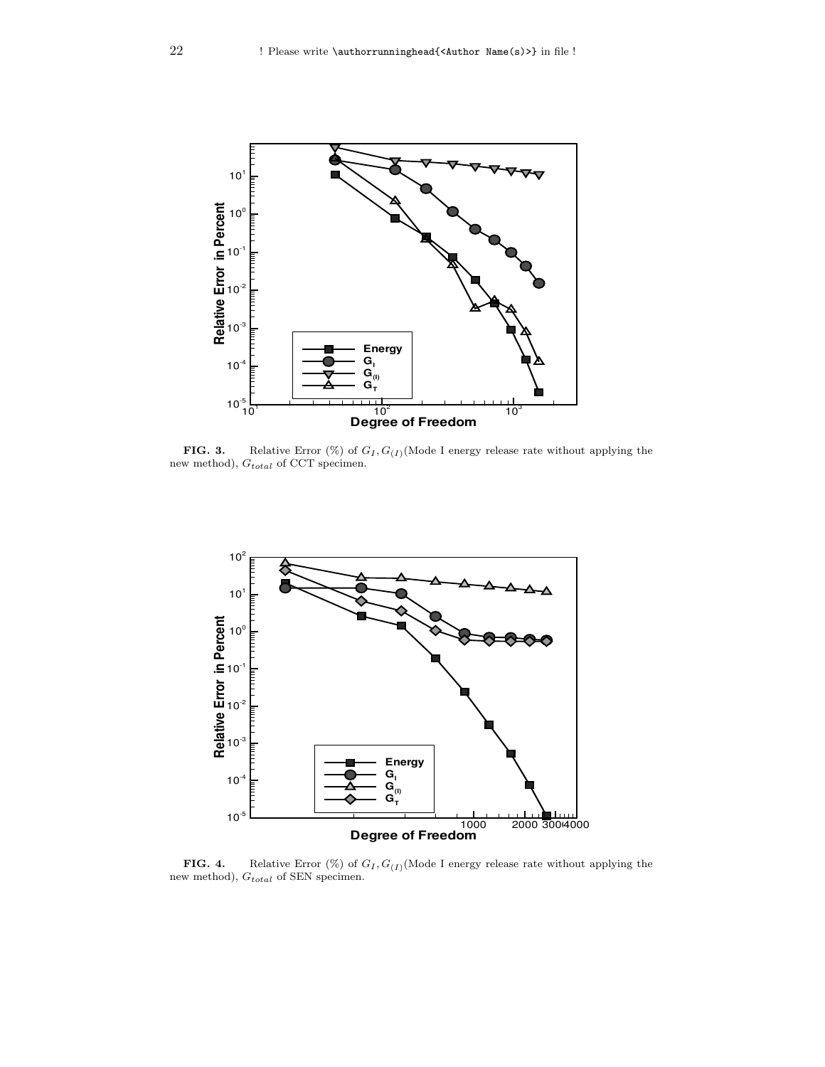**FIG. 3.** Relative Error (%) of $G_I, G_{(I)}$(Mode I energy release rate without applying the new method), $G_{total}$ of CCT specimen.

**FIG. 4.** Relative Error (%) of $G_I, G_{(I)}$(Mode I energy release rate without applying the new method), $G_{total}$ of SEN specimen.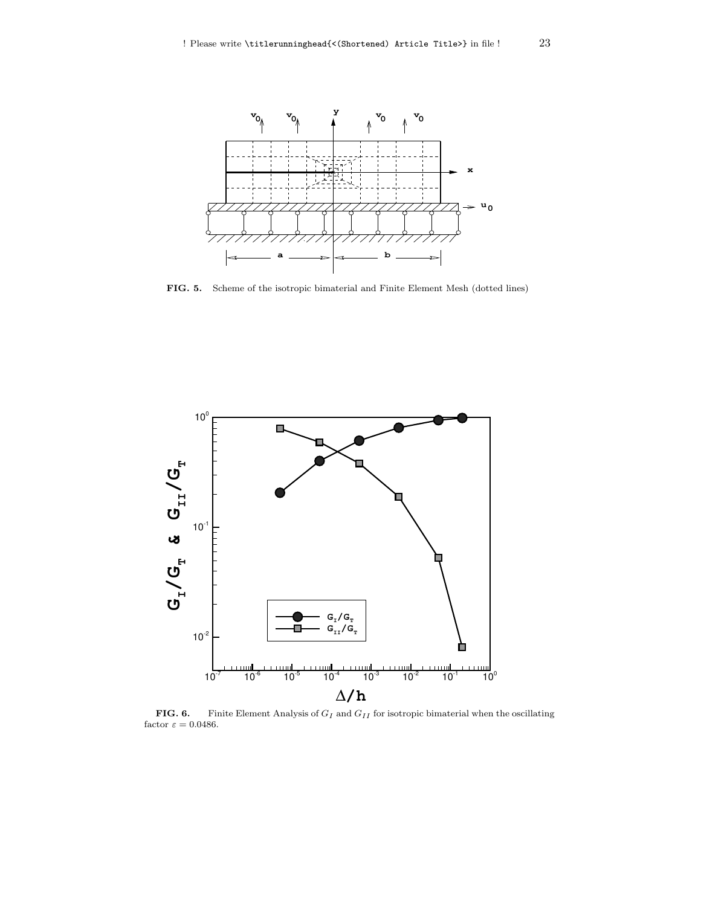**FIG. 5.** Scheme of the isotropic bimaterial and Finite Element Mesh (dotted lines)

**FIG. 6.** Finite Element Analysis of $G_I$ and $G_{II}$ for isotropic bimaterial when the oscillating factor $\varepsilon = 0.0486$.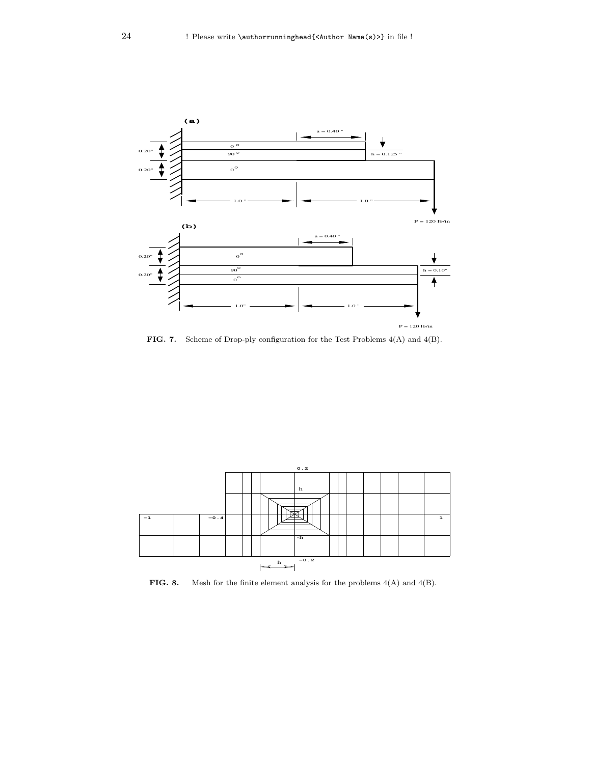**FIG. 7.** Scheme of Drop-ply configuration for the Test Problems 4(A) and 4(B).

**FIG. 8.** Mesh for the finite element analysis for the problems 4(A) and 4(B).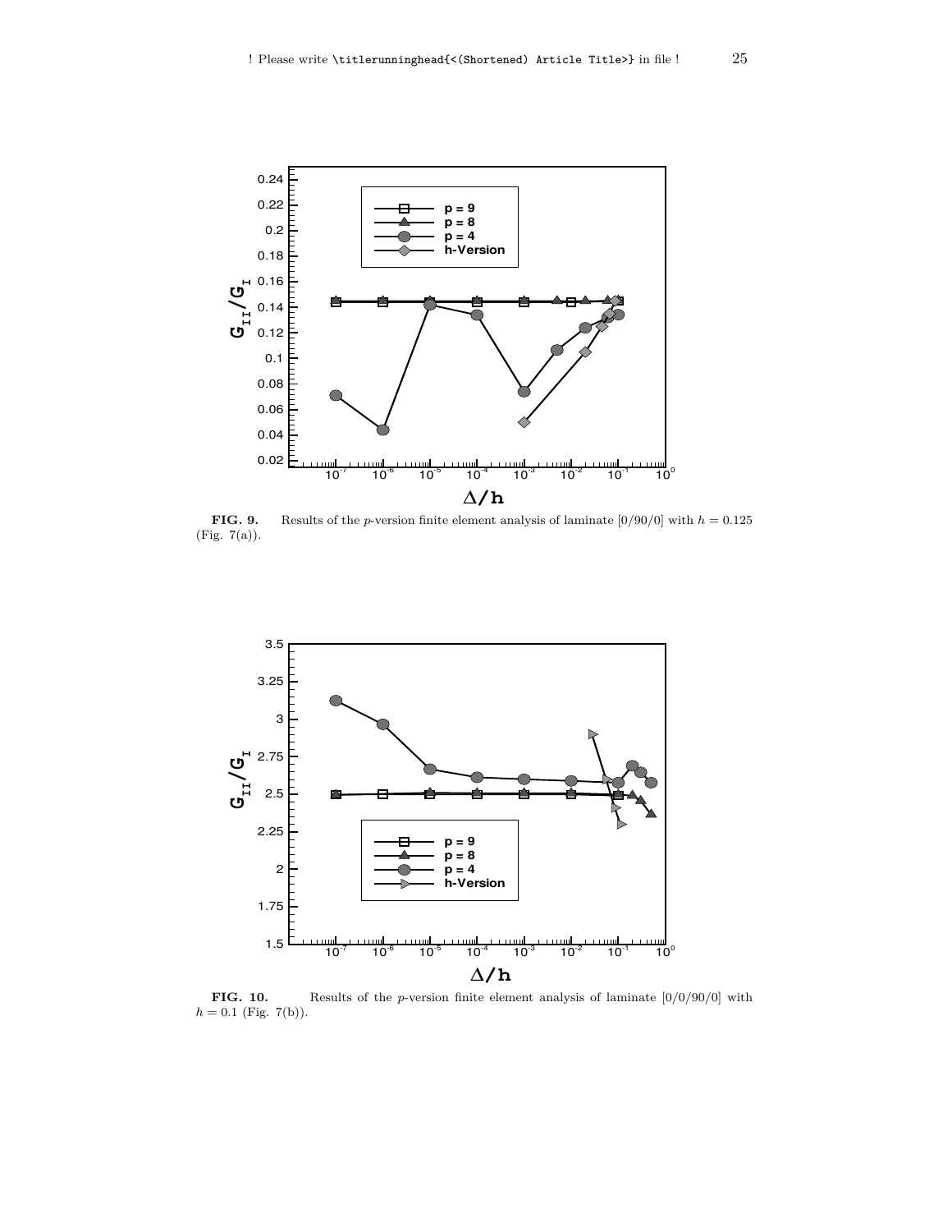**FIG. 9.** Results of the $p$-version finite element analysis of laminate [0/90/0] with $h = 0.125$ (Fig. 7(a)).

**FIG. 10.** Results of the $p$-version finite element analysis of laminate [0/0/90/0] with $h = 0.1$ (Fig. 7(b)).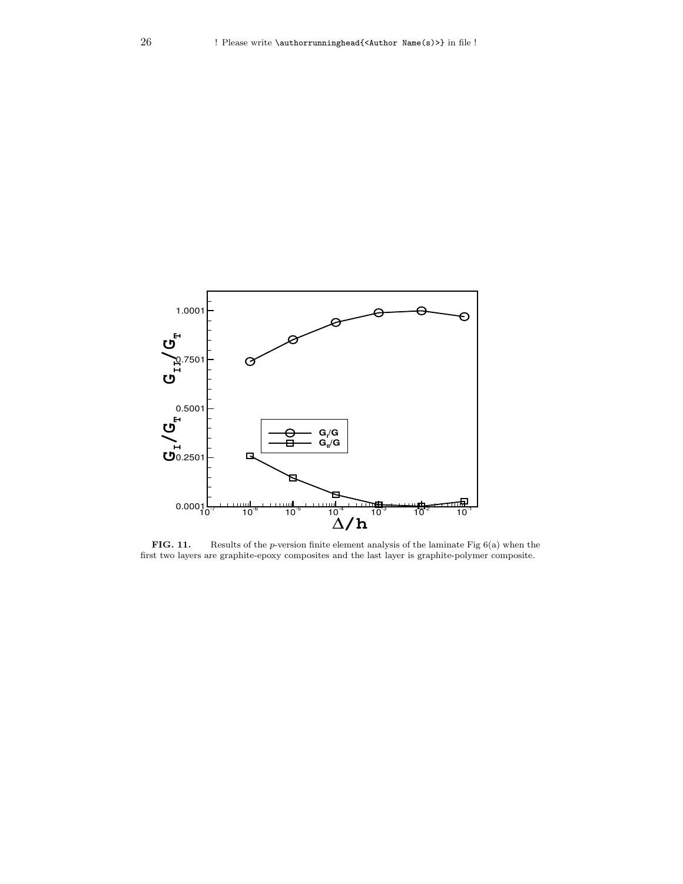1.0001

0.7501

0.5001

0.2501

0.0001

$G_I/G_T$ $G_{II}/G_T$

$G_I/G$

$G_{II}/G$

$10^{-7}$ $10^{-6}$ $10^{-5}$ $10^{-4}$ $10^{-3}$ $10^{-2}$ $10^{-1}$

$\Delta/h$

**FIG. 11.** Results of the *p*-version finite element analysis of the laminate Fig 6(a) when the first two layers are graphite-epoxy composites and the last layer is graphite-polymer composite.